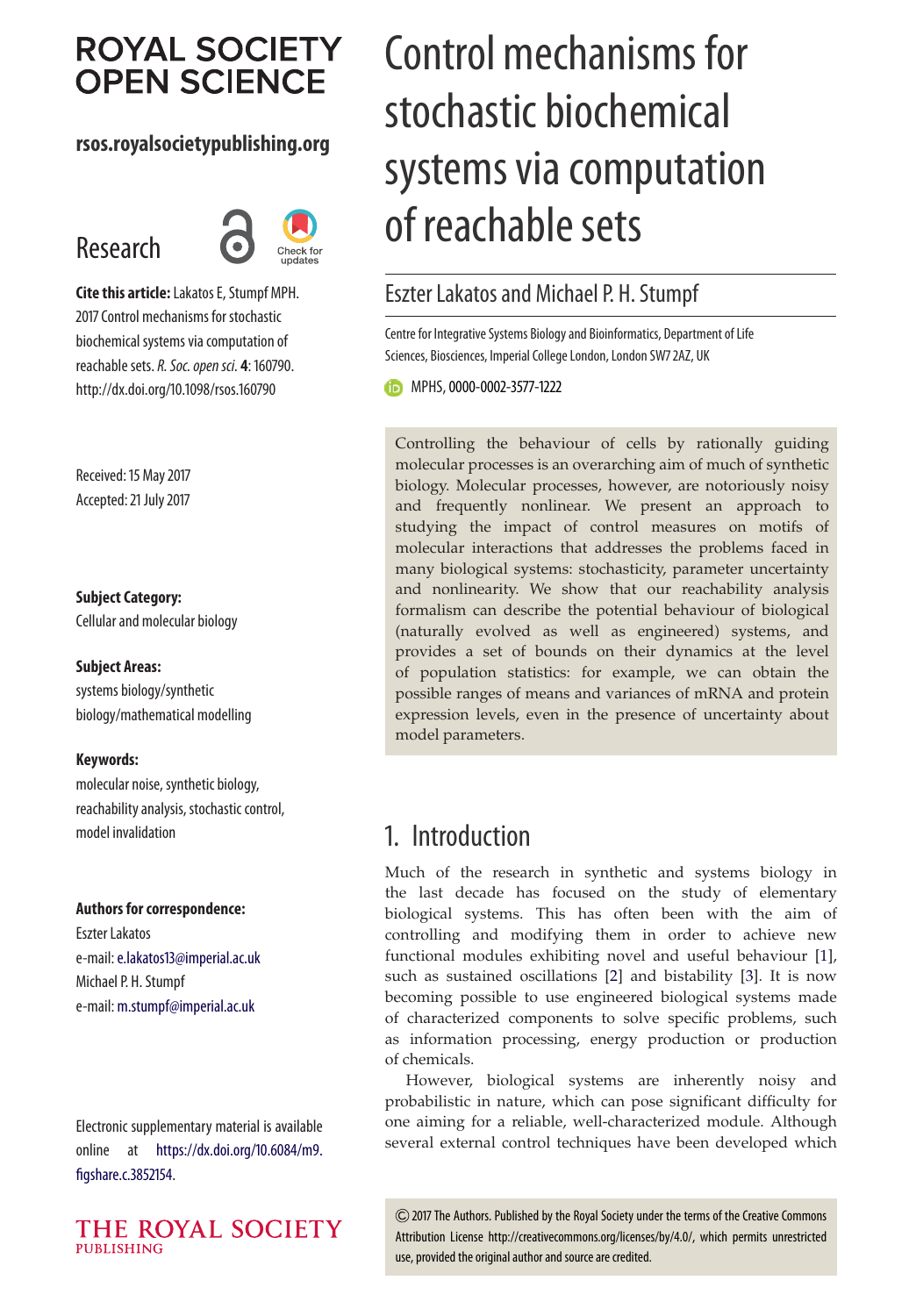# Control mechanisms for stochastic biochemical systems via computation of reachable sets

Eszter Lakatos and Michael P. H. Stumpf

Centre for Integrative Systems Biology and Bioinformatics, Department of Life Sciences, Biosciences, Imperial College London, London SW7 2AZ, UK

MPHS, 0000-0002-3577-1222

**Research**

**Cite this article:** Lakatos E, Stumpf MPH. 2017 Control mechanisms for stochastic biochemical systems via computation of reachable sets. *R. Soc. open sci.* **4**: 160790. http://dx.doi.org/10.1098/rsos.160790

Received: 15 May 2017
Accepted: 21 July 2017

**Subject Category:**
Cellular and molecular biology

**Subject Areas:**
systems biology/synthetic biology/mathematical modelling

**Keywords:**
molecular noise, synthetic biology, reachability analysis, stochastic control, model invalidation

**Authors for correspondence:**
Eszter Lakatos
e-mail: e.lakatos13@imperial.ac.uk
Michael P. H. Stumpf
e-mail: m.stumpf@imperial.ac.uk

Electronic supplementary material is available online at https://dx.doi.org/10.6084/m9.figshare.c.3852154.

Controlling the behaviour of cells by rationally guiding molecular processes is an overarching aim of much of synthetic biology. Molecular processes, however, are notoriously noisy and frequently nonlinear. We present an approach to studying the impact of control measures on motifs of molecular interactions that addresses the problems faced in many biological systems: stochasticity, parameter uncertainty and nonlinearity. We show that our reachability analysis formalism can describe the potential behaviour of biological (naturally evolved as well as engineered) systems, and provides a set of bounds on their dynamics at the level of population statistics: for example, we can obtain the possible ranges of means and variances of mRNA and protein expression levels, even in the presence of uncertainty about model parameters.

## 1. Introduction

Much of the research in synthetic and systems biology in the last decade has focused on the study of elementary biological systems. This has often been with the aim of controlling and modifying them in order to achieve new functional modules exhibiting novel and useful behaviour [1], such as sustained oscillations [2] and bistability [3]. It is now becoming possible to use engineered biological systems made of characterized components to solve specific problems, such as information processing, energy production or production of chemicals.

However, biological systems are inherently noisy and probabilistic in nature, which can pose significant difficulty for one aiming for a reliable, well-characterized module. Although several external control techniques have been developed which

© 2017 The Authors. Published by the Royal Society under the terms of the Creative Commons Attribution License http://creativecommons.org/licenses/by/4.0/, which permits unrestricted use, provided the original author and source are credited.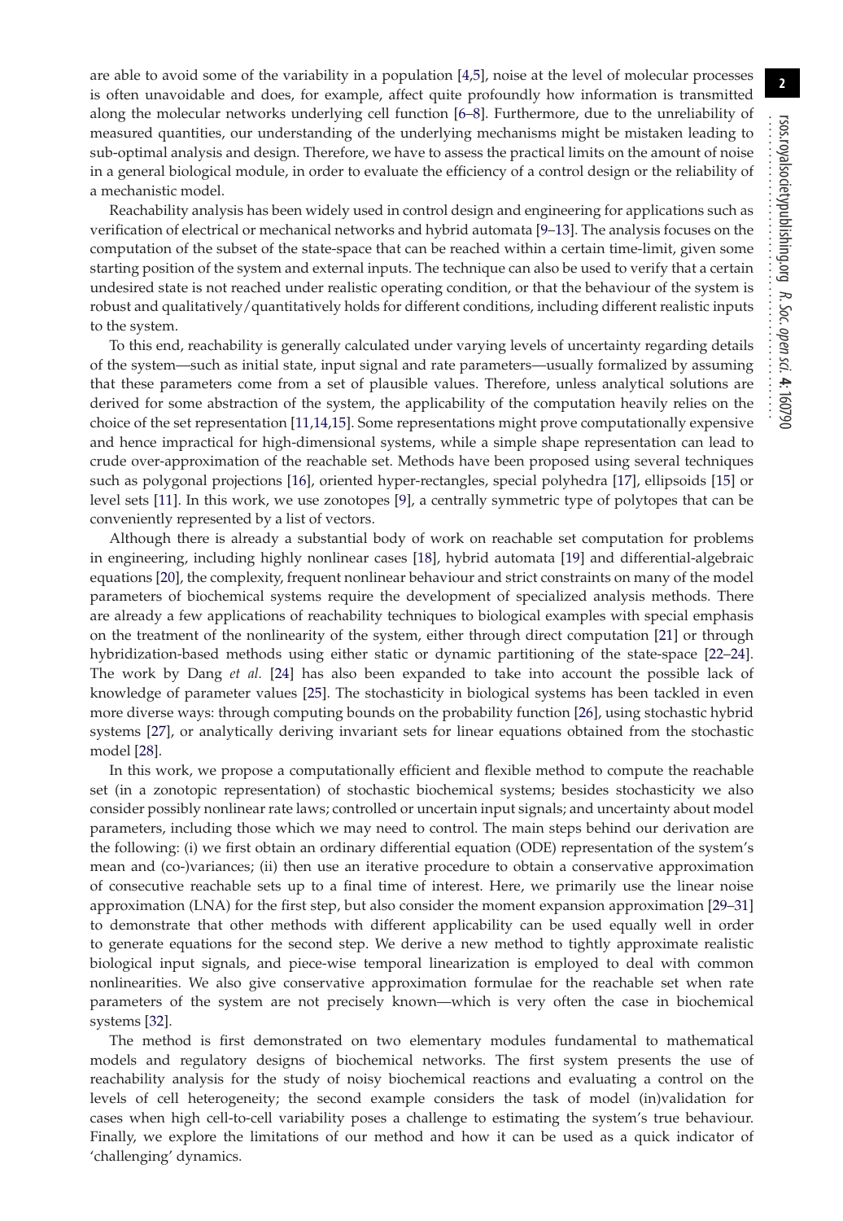are able to avoid some of the variability in a population [4,5], noise at the level of molecular processes is often unavoidable and does, for example, affect quite profoundly how information is transmitted along the molecular networks underlying cell function [6–8]. Furthermore, due to the unreliability of measured quantities, our understanding of the underlying mechanisms might be mistaken leading to sub-optimal analysis and design. Therefore, we have to assess the practical limits on the amount of noise in a general biological module, in order to evaluate the efficiency of a control design or the reliability of a mechanistic model.

Reachability analysis has been widely used in control design and engineering for applications such as verification of electrical or mechanical networks and hybrid automata [9–13]. The analysis focuses on the computation of the subset of the state-space that can be reached within a certain time-limit, given some starting position of the system and external inputs. The technique can also be used to verify that a certain undesired state is not reached under realistic operating condition, or that the behaviour of the system is robust and qualitatively/quantitatively holds for different conditions, including different realistic inputs to the system.

To this end, reachability is generally calculated under varying levels of uncertainty regarding details of the system—such as initial state, input signal and rate parameters—usually formalized by assuming that these parameters come from a set of plausible values. Therefore, unless analytical solutions are derived for some abstraction of the system, the applicability of the computation heavily relies on the choice of the set representation [11,14,15]. Some representations might prove computationally expensive and hence impractical for high-dimensional systems, while a simple shape representation can lead to crude over-approximation of the reachable set. Methods have been proposed using several techniques such as polygonal projections [16], oriented hyper-rectangles, special polyhedra [17], ellipsoids [15] or level sets [11]. In this work, we use zonotopes [9], a centrally symmetric type of polytopes that can be conveniently represented by a list of vectors.

Although there is already a substantial body of work on reachable set computation for problems in engineering, including highly nonlinear cases [18], hybrid automata [19] and differential-algebraic equations [20], the complexity, frequent nonlinear behaviour and strict constraints on many of the model parameters of biochemical systems require the development of specialized analysis methods. There are already a few applications of reachability techniques to biological examples with special emphasis on the treatment of the nonlinearity of the system, either through direct computation [21] or through hybridization-based methods using either static or dynamic partitioning of the state-space [22–24]. The work by Dang *et al.* [24] has also been expanded to take into account the possible lack of knowledge of parameter values [25]. The stochasticity in biological systems has been tackled in even more diverse ways: through computing bounds on the probability function [26], using stochastic hybrid systems [27], or analytically deriving invariant sets for linear equations obtained from the stochastic model [28].

In this work, we propose a computationally efficient and flexible method to compute the reachable set (in a zonotopic representation) of stochastic biochemical systems; besides stochasticity we also consider possibly nonlinear rate laws; controlled or uncertain input signals; and uncertainty about model parameters, including those which we may need to control. The main steps behind our derivation are the following: (i) we first obtain an ordinary differential equation (ODE) representation of the system's mean and (co-)variances; (ii) then use an iterative procedure to obtain a conservative approximation of consecutive reachable sets up to a final time of interest. Here, we primarily use the linear noise approximation (LNA) for the first step, but also consider the moment expansion approximation [29–31] to demonstrate that other methods with different applicability can be used equally well in order to generate equations for the second step. We derive a new method to tightly approximate realistic biological input signals, and piece-wise temporal linearization is employed to deal with common nonlinearities. We also give conservative approximation formulae for the reachable set when rate parameters of the system are not precisely known—which is very often the case in biochemical systems [32].

The method is first demonstrated on two elementary modules fundamental to mathematical models and regulatory designs of biochemical networks. The first system presents the use of reachability analysis for the study of noisy biochemical reactions and evaluating a control on the levels of cell heterogeneity; the second example considers the task of model (in)validation for cases when high cell-to-cell variability poses a challenge to estimating the system's true behaviour. Finally, we explore the limitations of our method and how it can be used as a quick indicator of 'challenging' dynamics.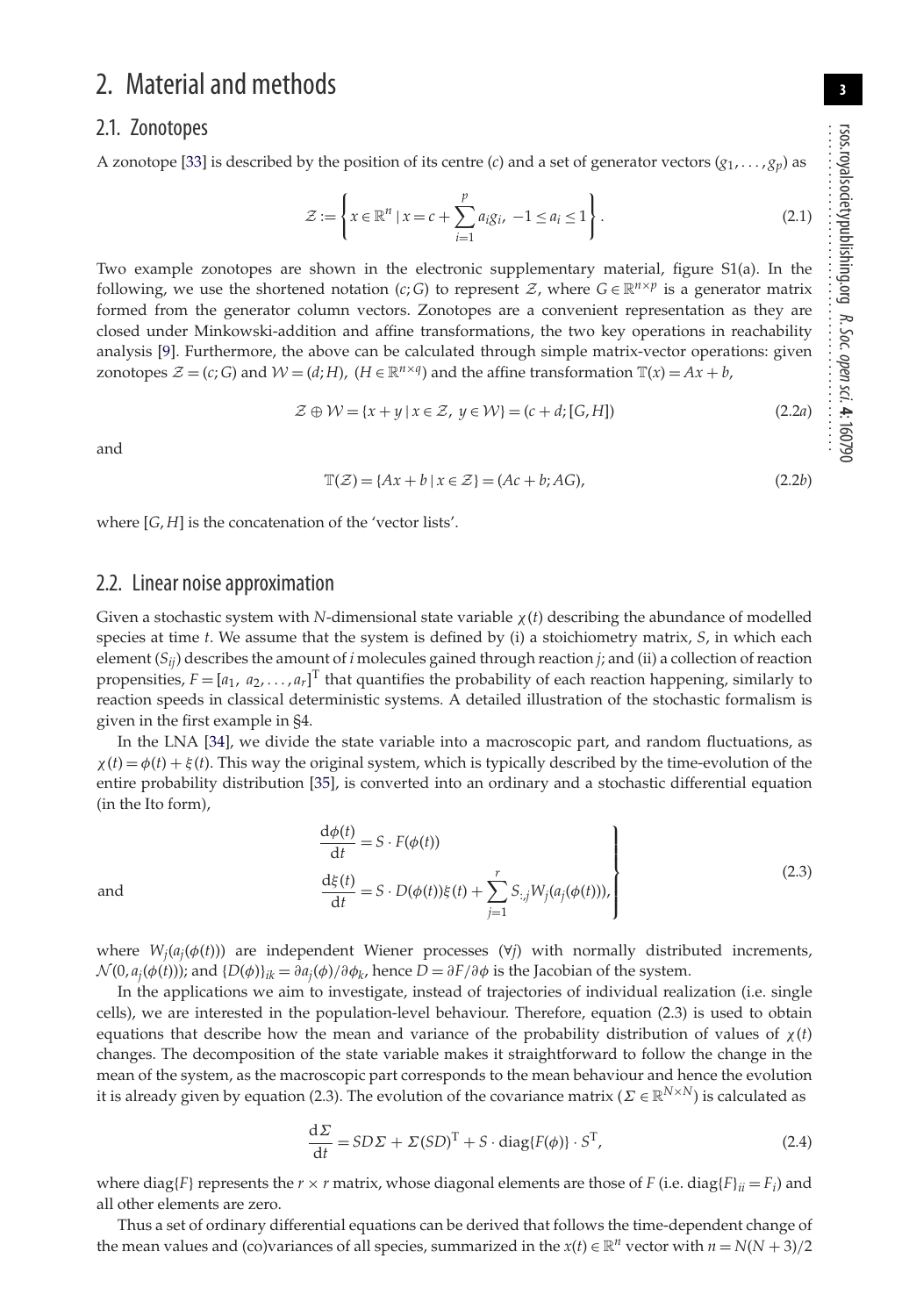## 2. Material and methods

### 2.1. Zonotopes

A zonotope [33] is described by the position of its centre ($c$) and a set of generator vectors ($g_1, \ldots, g_p$) as

$$\mathcal{Z} := \left\{ x \in \mathbb{R}^n \mid x = c + \sum_{i=1}^{p} a_i g_i,\ -1 \le a_i \le 1 \right\}. \tag{2.1}$$

Two example zonotopes are shown in the electronic supplementary material, figure S1(a). In the following, we use the shortened notation ($c; G$) to represent $\mathcal{Z}$, where $G \in \mathbb{R}^{n \times p}$ is a generator matrix formed from the generator column vectors. Zonotopes are a convenient representation as they are closed under Minkowski-addition and affine transformations, the two key operations in reachability analysis [9]. Furthermore, the above can be calculated through simple matrix-vector operations: given zonotopes $\mathcal{Z} = (c; G)$ and $\mathcal{W} = (d; H)$, ($H \in \mathbb{R}^{n \times q}$) and the affine transformation $\mathbb{T}(x) = Ax + b$,

$$\mathcal{Z} \oplus \mathcal{W} = \{x + y \mid x \in \mathcal{Z},\ y \in \mathcal{W}\} = (c + d; [G, H]) \tag{2.2a}$$

and

$$\mathbb{T}(\mathcal{Z}) = \{Ax + b \mid x \in \mathcal{Z}\} = (Ac + b; AG), \tag{2.2b}$$

where $[G, H]$ is the concatenation of the 'vector lists'.

### 2.2. Linear noise approximation

Given a stochastic system with $N$-dimensional state variable $\chi(t)$ describing the abundance of modelled species at time $t$. We assume that the system is defined by (i) a stoichiometry matrix, $S$, in which each element ($S_{ij}$) describes the amount of $i$ molecules gained through reaction $j$; and (ii) a collection of reaction propensities, $F = [a_1,\ a_2, \ldots, a_r]^{\mathrm{T}}$ that quantifies the probability of each reaction happening, similarly to reaction speeds in classical deterministic systems. A detailed illustration of the stochastic formalism is given in the first example in §4.

In the LNA [34], we divide the state variable into a macroscopic part, and random fluctuations, as $\chi(t) = \phi(t) + \xi(t)$. This way the original system, which is typically described by the time-evolution of the entire probability distribution [35], is converted into an ordinary and a stochastic differential equation (in the Ito form),

$$\left.\begin{aligned} \frac{\mathrm{d}\phi(t)}{\mathrm{d}t} &= S \cdot F(\phi(t)) \\ \text{and} \qquad \frac{\mathrm{d}\xi(t)}{\mathrm{d}t} &= S \cdot D(\phi(t))\xi(t) + \sum_{j=1}^{r} S_{:,j} W_j(a_j(\phi(t))), \end{aligned}\right\} \tag{2.3}$$

where $W_j(a_j(\phi(t)))$ are independent Wiener processes ($\forall j$) with normally distributed increments, $\mathcal{N}(0, a_j(\phi(t)))$; and $\{D(\phi)\}_{ik} = \partial a_j(\phi)/\partial \phi_k$, hence $D = \partial F/\partial \phi$ is the Jacobian of the system.

In the applications we aim to investigate, instead of trajectories of individual realization (i.e. single cells), we are interested in the population-level behaviour. Therefore, equation (2.3) is used to obtain equations that describe how the mean and variance of the probability distribution of values of $\chi(t)$ changes. The decomposition of the state variable makes it straightforward to follow the change in the mean of the system, as the macroscopic part corresponds to the mean behaviour and hence the evolution it is already given by equation (2.3). The evolution of the covariance matrix ($\Sigma \in \mathbb{R}^{N \times N}$) is calculated as

$$\frac{\mathrm{d}\Sigma}{\mathrm{d}t} = SD\Sigma + \Sigma(SD)^{\mathrm{T}} + S \cdot \mathrm{diag}\{F(\phi)\} \cdot S^{\mathrm{T}}, \tag{2.4}$$

where diag$\{F\}$ represents the $r \times r$ matrix, whose diagonal elements are those of $F$ (i.e. $\mathrm{diag}\{F\}_{ii} = F_i$) and all other elements are zero.

Thus a set of ordinary differential equations can be derived that follows the time-dependent change of the mean values and (co)variances of all species, summarized in the $x(t) \in \mathbb{R}^n$ vector with $n = N(N+3)/2$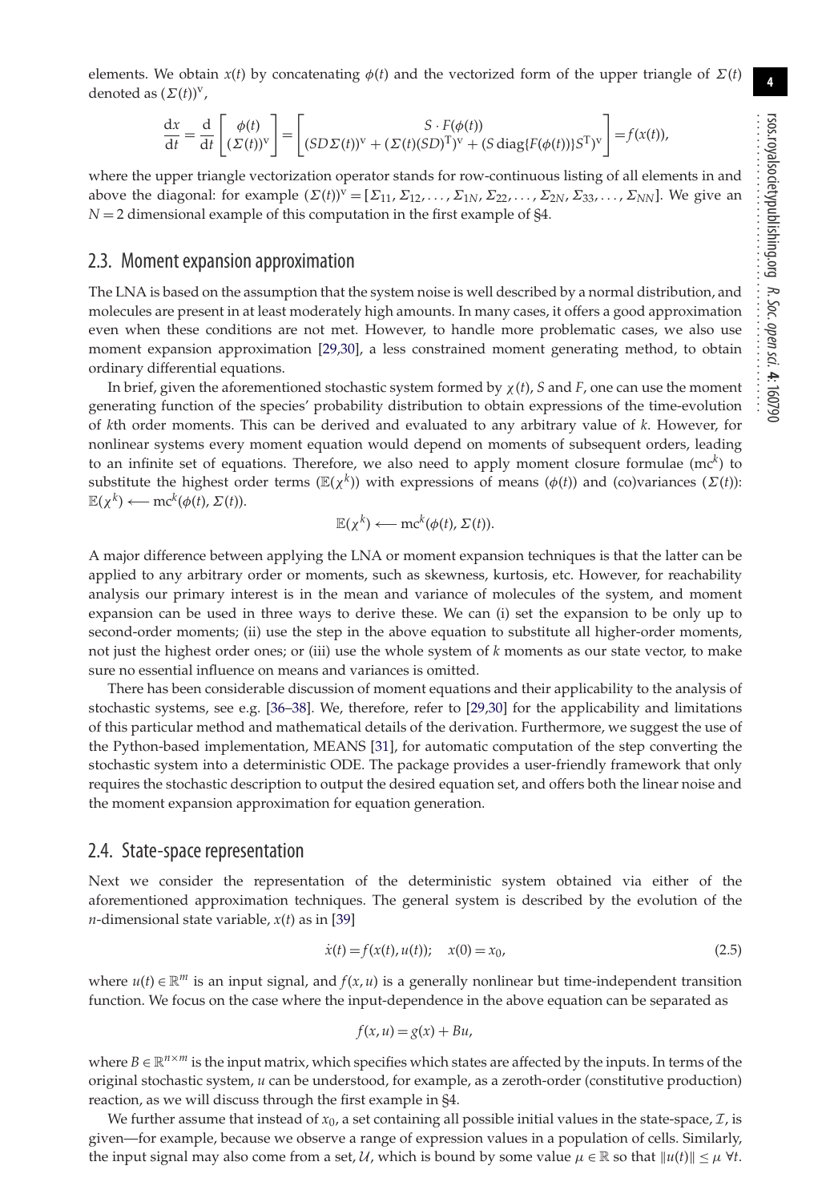elements. We obtain $x(t)$ by concatenating $\phi(t)$ and the vectorized form of the upper triangle of $\Sigma(t)$ denoted as $(\Sigma(t))^{\mathrm{v}}$,

$$\frac{\mathrm{d}x}{\mathrm{d}t} = \frac{\mathrm{d}}{\mathrm{d}t}\begin{bmatrix}\phi(t)\\ (\Sigma(t))^{\mathrm{v}}\end{bmatrix} = \begin{bmatrix} S\cdot F(\phi(t)) \\ (SD\Sigma(t))^{\mathrm{v}} + (\Sigma(t)(SD)^{\mathrm{T}})^{\mathrm{v}} + (S\,\mathrm{diag}\{F(\phi(t))\}S^{\mathrm{T}})^{\mathrm{v}}\end{bmatrix} = f(x(t)),$$

where the upper triangle vectorization operator stands for row-continuous listing of all elements in and above the diagonal: for example $(\Sigma(t))^{\mathrm{v}} = [\Sigma_{11}, \Sigma_{12}, \ldots, \Sigma_{1N}, \Sigma_{22}, \ldots, \Sigma_{2N}, \Sigma_{33}, \ldots, \Sigma_{NN}]$. We give an $N = 2$ dimensional example of this computation in the first example of §4.

## 2.3. Moment expansion approximation

The LNA is based on the assumption that the system noise is well described by a normal distribution, and molecules are present in at least moderately high amounts. In many cases, it offers a good approximation even when these conditions are not met. However, to handle more problematic cases, we also use moment expansion approximation [29,30], a less constrained moment generating method, to obtain ordinary differential equations.

In brief, given the aforementioned stochastic system formed by $\chi(t)$, $S$ and $F$, one can use the moment generating function of the species' probability distribution to obtain expressions of the time-evolution of $k$th order moments. This can be derived and evaluated to any arbitrary value of $k$. However, for nonlinear systems every moment equation would depend on moments of subsequent orders, leading to an infinite set of equations. Therefore, we also need to apply moment closure formulae ($\mathrm{mc}^k$) to substitute the highest order terms ($\mathbb{E}(\chi^k)$) with expressions of means ($\phi(t)$) and (co)variances ($\Sigma(t)$): $\mathbb{E}(\chi^k) \longleftarrow \mathrm{mc}^k(\phi(t), \Sigma(t))$.

$$\mathbb{E}(\chi^k) \longleftarrow \mathrm{mc}^k(\phi(t), \Sigma(t)).$$

A major difference between applying the LNA or moment expansion techniques is that the latter can be applied to any arbitrary order or moments, such as skewness, kurtosis, etc. However, for reachability analysis our primary interest is in the mean and variance of molecules of the system, and moment expansion can be used in three ways to derive these. We can (i) set the expansion to be only up to second-order moments; (ii) use the step in the above equation to substitute all higher-order moments, not just the highest order ones; or (iii) use the whole system of $k$ moments as our state vector, to make sure no essential influence on means and variances is omitted.

There has been considerable discussion of moment equations and their applicability to the analysis of stochastic systems, see e.g. [36–38]. We, therefore, refer to [29,30] for the applicability and limitations of this particular method and mathematical details of the derivation. Furthermore, we suggest the use of the Python-based implementation, MEANS [31], for automatic computation of the step converting the stochastic system into a deterministic ODE. The package provides a user-friendly framework that only requires the stochastic description to output the desired equation set, and offers both the linear noise and the moment expansion approximation for equation generation.

## 2.4. State-space representation

Next we consider the representation of the deterministic system obtained via either of the aforementioned approximation techniques. The general system is described by the evolution of the $n$-dimensional state variable, $x(t)$ as in [39]

$$\dot{x}(t) = f(x(t), u(t)); \quad x(0) = x_0, \tag{2.5}$$

where $u(t) \in \mathbb{R}^m$ is an input signal, and $f(x, u)$ is a generally nonlinear but time-independent transition function. We focus on the case where the input-dependence in the above equation can be separated as

$$f(x, u) = g(x) + Bu,$$

where $B \in \mathbb{R}^{n\times m}$ is the input matrix, which specifies which states are affected by the inputs. In terms of the original stochastic system, $u$ can be understood, for example, as a zeroth-order (constitutive production) reaction, as we will discuss through the first example in §4.

We further assume that instead of $x_0$, a set containing all possible initial values in the state-space, $\mathcal{I}$, is given—for example, because we observe a range of expression values in a population of cells. Similarly, the input signal may also come from a set, $\mathcal{U}$, which is bound by some value $\mu \in \mathbb{R}$ so that $\|u(t)\| \leq \mu\ \forall t$.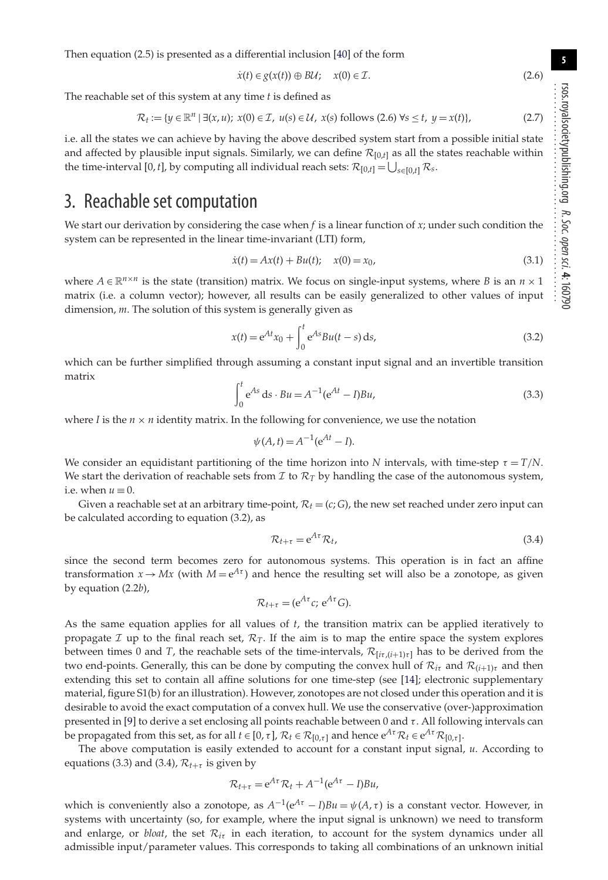Then equation (2.5) is presented as a differential inclusion [40] of the form

$$\dot{x}(t) \in g(x(t)) \oplus B\mathcal{U}; \quad x(0) \in \mathcal{I}. \tag{2.6}$$

The reachable set of this system at any time $t$ is defined as

$$\mathcal{R}_t := \{y \in \mathbb{R}^n \mid \exists (x, u);\ x(0) \in \mathcal{I},\ u(s) \in \mathcal{U},\ x(s) \text{ follows (2.6) } \forall s \leq t,\ y = x(t)\}, \tag{2.7}$$

i.e. all the states we can achieve by having the above described system start from a possible initial state and affected by plausible input signals. Similarly, we can define $\mathcal{R}_{[0,t]}$ as all the states reachable within the time-interval $[0, t]$, by computing all individual reach sets: $\mathcal{R}_{[0,t]} = \bigcup_{s \in [0,t]} \mathcal{R}_s$.

# 3. Reachable set computation

We start our derivation by considering the case when $f$ is a linear function of $x$; under such condition the system can be represented in the linear time-invariant (LTI) form,

$$\dot{x}(t) = Ax(t) + Bu(t); \quad x(0) = x_0, \tag{3.1}$$

where $A \in \mathbb{R}^{n \times n}$ is the state (transition) matrix. We focus on single-input systems, where $B$ is an $n \times 1$ matrix (i.e. a column vector); however, all results can be easily generalized to other values of input dimension, $m$. The solution of this system is generally given as

$$x(t) = \mathrm{e}^{At} x_0 + \int_0^t \mathrm{e}^{As} Bu(t - s)\, \mathrm{d}s, \tag{3.2}$$

which can be further simplified through assuming a constant input signal and an invertible transition matrix

$$\int_0^t \mathrm{e}^{As}\, \mathrm{d}s \cdot Bu = A^{-1}(\mathrm{e}^{At} - I)Bu, \tag{3.3}$$

where $I$ is the $n \times n$ identity matrix. In the following for convenience, we use the notation

$$\psi(A, t) = A^{-1}(\mathrm{e}^{At} - I).$$

We consider an equidistant partitioning of the time horizon into $N$ intervals, with time-step $\tau = T/N$. We start the derivation of reachable sets from $\mathcal{I}$ to $\mathcal{R}_T$ by handling the case of the autonomous system, i.e. when $u \equiv 0$.

Given a reachable set at an arbitrary time-point, $\mathcal{R}_t = (c; G)$, the new set reached under zero input can be calculated according to equation (3.2), as

$$\mathcal{R}_{t+\tau} = \mathrm{e}^{A\tau} \mathcal{R}_t, \tag{3.4}$$

since the second term becomes zero for autonomous systems. This operation is in fact an affine transformation $x \to Mx$ (with $M = \mathrm{e}^{A\tau}$) and hence the resulting set will also be a zonotope, as given by equation (2.2*b*),

$$\mathcal{R}_{t+\tau} = (\mathrm{e}^{A\tau} c;\ \mathrm{e}^{A\tau} G).$$

As the same equation applies for all values of $t$, the transition matrix can be applied iteratively to propagate $\mathcal{I}$ up to the final reach set, $\mathcal{R}_T$. If the aim is to map the entire space the system explores between times 0 and $T$, the reachable sets of the time-intervals, $\mathcal{R}_{[i\tau,(i+1)\tau]}$ has to be derived from the two end-points. Generally, this can be done by computing the convex hull of $\mathcal{R}_{i\tau}$ and $\mathcal{R}_{(i+1)\tau}$ and then extending this set to contain all affine solutions for one time-step (see [14]; electronic supplementary material, figure S1(b) for an illustration). However, zonotopes are not closed under this operation and it is desirable to avoid the exact computation of a convex hull. We use the conservative (over-)approximation presented in [9] to derive a set enclosing all points reachable between 0 and $\tau$. All following intervals can be propagated from this set, as for all $t \in [0, \tau]$, $\mathcal{R}_t \in \mathcal{R}_{[0,\tau]}$ and hence $\mathrm{e}^{A\tau}\mathcal{R}_t \in \mathrm{e}^{A\tau}\mathcal{R}_{[0,\tau]}$.

The above computation is easily extended to account for a constant input signal, $u$. According to equations (3.3) and (3.4), $\mathcal{R}_{t+\tau}$ is given by

$$\mathcal{R}_{t+\tau} = \mathrm{e}^{A\tau}\mathcal{R}_t + A^{-1}(\mathrm{e}^{A\tau} - I)Bu,$$

which is conveniently also a zonotope, as $A^{-1}(\mathrm{e}^{A\tau} - I)Bu = \psi(A, \tau)$ is a constant vector. However, in systems with uncertainty (so, for example, where the input signal is unknown) we need to transform and enlarge, or *bloat*, the set $\mathcal{R}_{i\tau}$ in each iteration, to account for the system dynamics under all admissible input/parameter values. This corresponds to taking all combinations of an unknown initial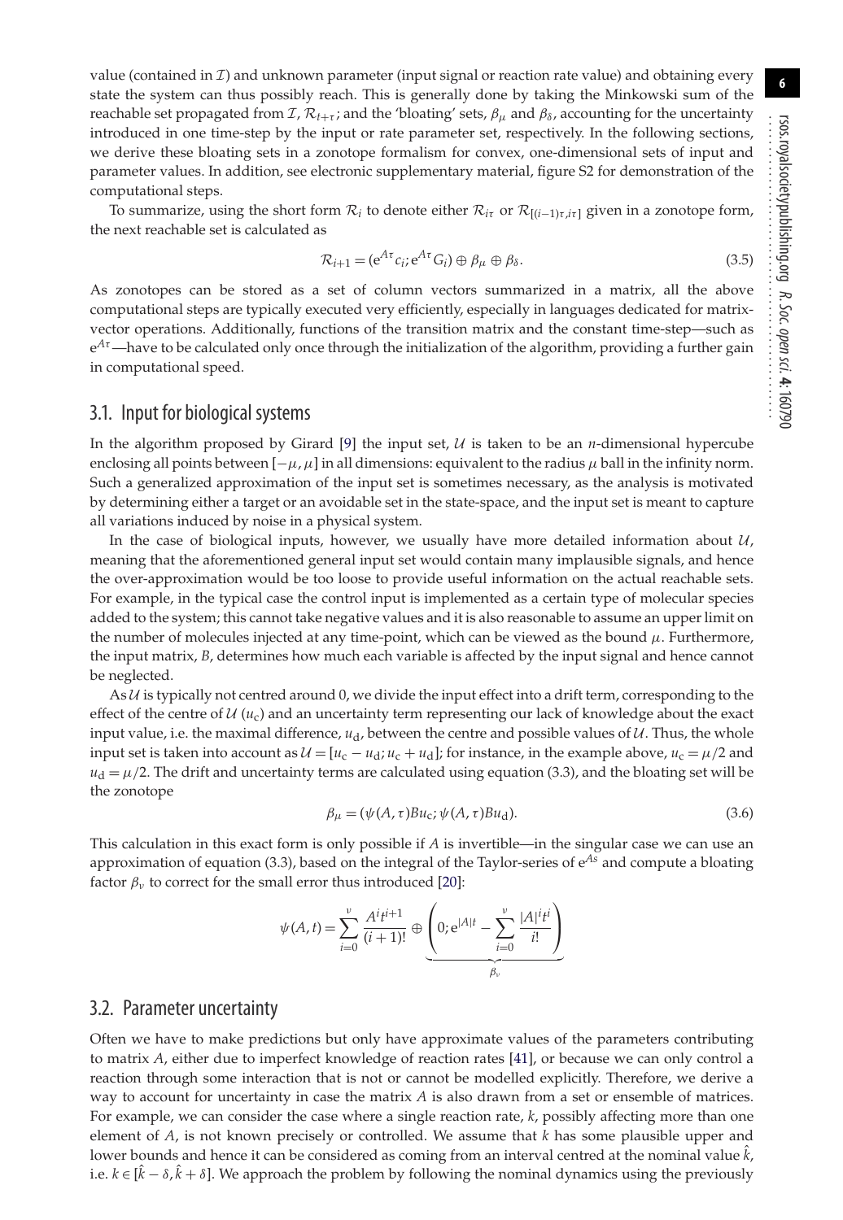value (contained in $\mathcal{I}$) and unknown parameter (input signal or reaction rate value) and obtaining every state the system can thus possibly reach. This is generally done by taking the Minkowski sum of the reachable set propagated from $\mathcal{I}$, $\mathcal{R}_{t+\tau}$; and the 'bloating' sets, $\beta_\mu$ and $\beta_\delta$, accounting for the uncertainty introduced in one time-step by the input or rate parameter set, respectively. In the following sections, we derive these bloating sets in a zonotope formalism for convex, one-dimensional sets of input and parameter values. In addition, see electronic supplementary material, figure S2 for demonstration of the computational steps.

To summarize, using the short form $\mathcal{R}_i$ to denote either $\mathcal{R}_{i\tau}$ or $\mathcal{R}_{[(i-1)\tau, i\tau]}$ given in a zonotope form, the next reachable set is calculated as

$$\mathcal{R}_{i+1} = (\mathrm{e}^{A\tau}c_i; \mathrm{e}^{A\tau}G_i) \oplus \beta_\mu \oplus \beta_\delta. \tag{3.5}$$

As zonotopes can be stored as a set of column vectors summarized in a matrix, all the above computational steps are typically executed very efficiently, especially in languages dedicated for matrix-vector operations. Additionally, functions of the transition matrix and the constant time-step—such as $\mathrm{e}^{A\tau}$—have to be calculated only once through the initialization of the algorithm, providing a further gain in computational speed.

## 3.1. Input for biological systems

In the algorithm proposed by Girard [9] the input set, $\mathcal{U}$ is taken to be an $n$-dimensional hypercube enclosing all points between $[-\mu, \mu]$ in all dimensions: equivalent to the radius $\mu$ ball in the infinity norm. Such a generalized approximation of the input set is sometimes necessary, as the analysis is motivated by determining either a target or an avoidable set in the state-space, and the input set is meant to capture all variations induced by noise in a physical system.

In the case of biological inputs, however, we usually have more detailed information about $\mathcal{U}$, meaning that the aforementioned general input set would contain many implausible signals, and hence the over-approximation would be too loose to provide useful information on the actual reachable sets. For example, in the typical case the control input is implemented as a certain type of molecular species added to the system; this cannot take negative values and it is also reasonable to assume an upper limit on the number of molecules injected at any time-point, which can be viewed as the bound $\mu$. Furthermore, the input matrix, $B$, determines how much each variable is affected by the input signal and hence cannot be neglected.

As $\mathcal{U}$ is typically not centred around 0, we divide the input effect into a drift term, corresponding to the effect of the centre of $\mathcal{U}$ ($u_{\mathrm{c}}$) and an uncertainty term representing our lack of knowledge about the exact input value, i.e. the maximal difference, $u_{\mathrm{d}}$, between the centre and possible values of $\mathcal{U}$. Thus, the whole input set is taken into account as $\mathcal{U} = [u_{\mathrm{c}} - u_{\mathrm{d}}; u_{\mathrm{c}} + u_{\mathrm{d}}]$; for instance, in the example above, $u_{\mathrm{c}} = \mu/2$ and $u_{\mathrm{d}} = \mu/2$. The drift and uncertainty terms are calculated using equation (3.3), and the bloating set will be the zonotope

$$\beta_\mu = (\psi(A, \tau)Bu_{\mathrm{c}}; \psi(A, \tau)Bu_{\mathrm{d}}). \tag{3.6}$$

This calculation in this exact form is only possible if $A$ is invertible—in the singular case we can use an approximation of equation (3.3), based on the integral of the Taylor-series of $\mathrm{e}^{As}$ and compute a bloating factor $\beta_\nu$ to correct for the small error thus introduced [20]:

$$\psi(A, t) = \sum_{i=0}^{\nu} \frac{A^i t^{i+1}}{(i+1)!} \oplus \underbrace{\left(0; \mathrm{e}^{|A|t} - \sum_{i=0}^{\nu} \frac{|A|^i t^i}{i!}\right)}_{\beta_\nu}$$

## 3.2. Parameter uncertainty

Often we have to make predictions but only have approximate values of the parameters contributing to matrix $A$, either due to imperfect knowledge of reaction rates [41], or because we can only control a reaction through some interaction that is not or cannot be modelled explicitly. Therefore, we derive a way to account for uncertainty in case the matrix $A$ is also drawn from a set or ensemble of matrices. For example, we can consider the case where a single reaction rate, $k$, possibly affecting more than one element of $A$, is not known precisely or controlled. We assume that $k$ has some plausible upper and lower bounds and hence it can be considered as coming from an interval centred at the nominal value $\hat{k}$, i.e. $k \in [\hat{k} - \delta, \hat{k} + \delta]$. We approach the problem by following the nominal dynamics using the previously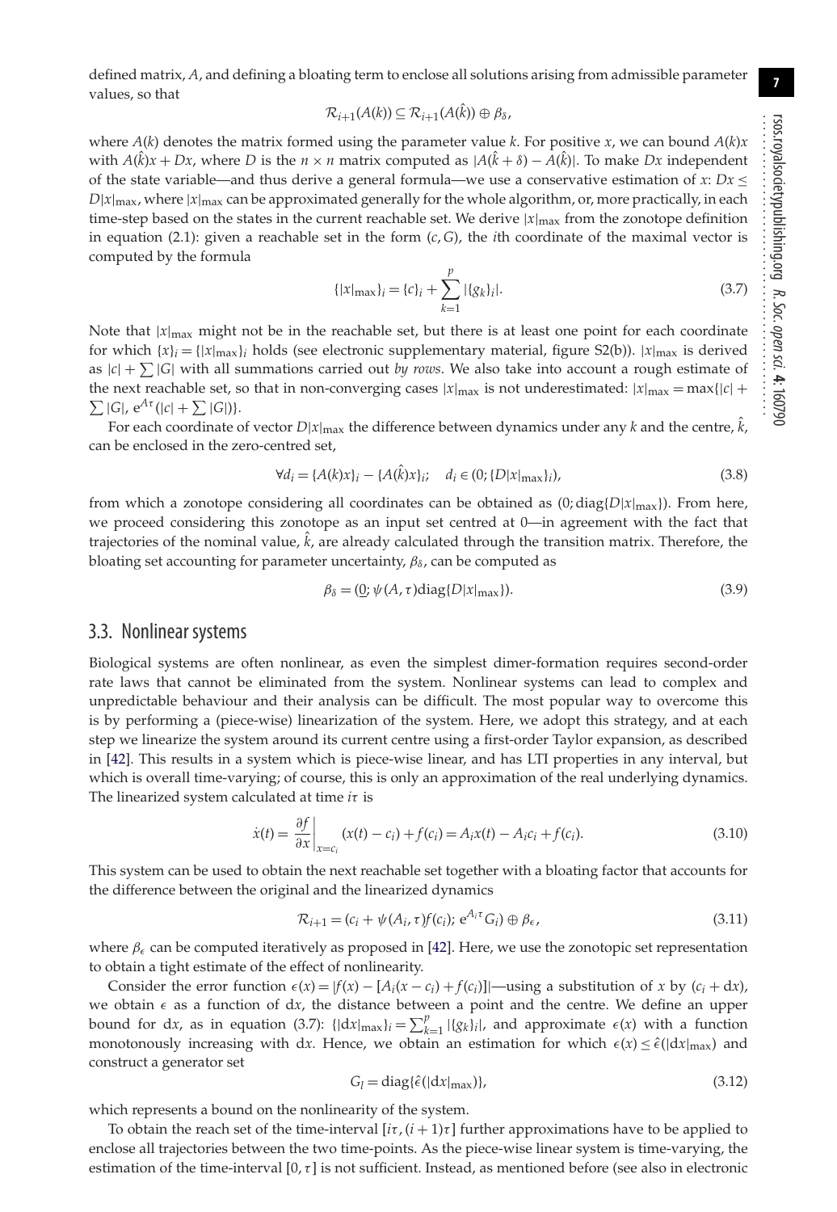defined matrix, $A$, and defining a bloating term to enclose all solutions arising from admissible parameter values, so that

$$\mathcal{R}_{i+1}(A(k)) \subseteq \mathcal{R}_{i+1}(A(\hat{k})) \oplus \beta_\delta,$$

where $A(k)$ denotes the matrix formed using the parameter value $k$. For positive $x$, we can bound $A(k)x$ with $A(\hat{k})x + Dx$, where $D$ is the $n \times n$ matrix computed as $|A(\hat{k}+\delta) - A(\hat{k})|$. To make $Dx$ independent of the state variable—and thus derive a general formula—we use a conservative estimation of $x$: $Dx \leq D|x|_{\max}$, where $|x|_{\max}$ can be approximated generally for the whole algorithm, or, more practically, in each time-step based on the states in the current reachable set. We derive $|x|_{\max}$ from the zonotope definition in equation (2.1): given a reachable set in the form $(c, G)$, the $i$th coordinate of the maximal vector is computed by the formula

$$\{|x|_{\max}\}_i = \{c\}_i + \sum_{k=1}^{p} |\{g_k\}_i|. \tag{3.7}$$

Note that $|x|_{\max}$ might not be in the reachable set, but there is at least one point for each coordinate for which $\{x\}_i = \{|x|_{\max}\}_i$ holds (see electronic supplementary material, figure S2(b)). $|x|_{\max}$ is derived as $|c| + \sum |G|$ with all summations carried out *by rows*. We also take into account a rough estimate of the next reachable set, so that in non-converging cases $|x|_{\max}$ is not underestimated: $|x|_{\max} = \max\{|c| + \sum |G|, \mathrm{e}^{A\tau}(|c| + \sum |G|)\}$.

For each coordinate of vector $D|x|_{\max}$ the difference between dynamics under any $k$ and the centre, $\hat{k}$, can be enclosed in the zero-centred set,

$$\forall d_i = \{A(k)x\}_i - \{A(\hat{k})x\}_i; \quad d_i \in (0; \{D|x|_{\max}\}_i), \tag{3.8}$$

from which a zonotope considering all coordinates can be obtained as $(0; \mathrm{diag}\{D|x|_{\max}\})$. From here, we proceed considering this zonotope as an input set centred at 0—in agreement with the fact that trajectories of the nominal value, $\hat{k}$, are already calculated through the transition matrix. Therefore, the bloating set accounting for parameter uncertainty, $\beta_\delta$, can be computed as

$$\beta_\delta = (\underline{0}; \psi(A, \tau)\mathrm{diag}\{D|x|_{\max}\}). \tag{3.9}$$

## 3.3. Nonlinear systems

Biological systems are often nonlinear, as even the simplest dimer-formation requires second-order rate laws that cannot be eliminated from the system. Nonlinear systems can lead to complex and unpredictable behaviour and their analysis can be difficult. The most popular way to overcome this is by performing a (piece-wise) linearization of the system. Here, we adopt this strategy, and at each step we linearize the system around its current centre using a first-order Taylor expansion, as described in [42]. This results in a system which is piece-wise linear, and has LTI properties in any interval, but which is overall time-varying; of course, this is only an approximation of the real underlying dynamics. The linearized system calculated at time $i\tau$ is

$$\dot{x}(t) = \left.\frac{\partial f}{\partial x}\right|_{x=c_i} (x(t) - c_i) + f(c_i) = A_i x(t) - A_i c_i + f(c_i). \tag{3.10}$$

This system can be used to obtain the next reachable set together with a bloating factor that accounts for the difference between the original and the linearized dynamics

$$\mathcal{R}_{i+1} = (c_i + \psi(A_i, \tau) f(c_i); \mathrm{e}^{A_i \tau} G_i) \oplus \beta_\epsilon, \tag{3.11}$$

where $\beta_\epsilon$ can be computed iteratively as proposed in [42]. Here, we use the zonotopic set representation to obtain a tight estimate of the effect of nonlinearity.

Consider the error function $\epsilon(x) = |f(x) - [A_i(x - c_i) + f(c_i)]|$—using a substitution of $x$ by $(c_i + \mathrm{d}x)$, we obtain $\epsilon$ as a function of $\mathrm{d}x$, the distance between a point and the centre. We define an upper bound for $\mathrm{d}x$, as in equation (3.7): $\{|\mathrm{d}x|_{\max}\}_i = \sum_{k=1}^{p} |\{g_k\}_i|$, and approximate $\epsilon(x)$ with a function monotonously increasing with $\mathrm{d}x$. Hence, we obtain an estimation for which $\epsilon(x) \leq \hat{\epsilon}(|\mathrm{d}x|_{\max})$ and construct a generator set

$$G_l = \mathrm{diag}\{\hat{\epsilon}(|\mathrm{d}x|_{\max})\}, \tag{3.12}$$

which represents a bound on the nonlinearity of the system.

To obtain the reach set of the time-interval $[i\tau, (i+1)\tau]$ further approximations have to be applied to enclose all trajectories between the two time-points. As the piece-wise linear system is time-varying, the estimation of the time-interval $[0, \tau]$ is not sufficient. Instead, as mentioned before (see also in electronic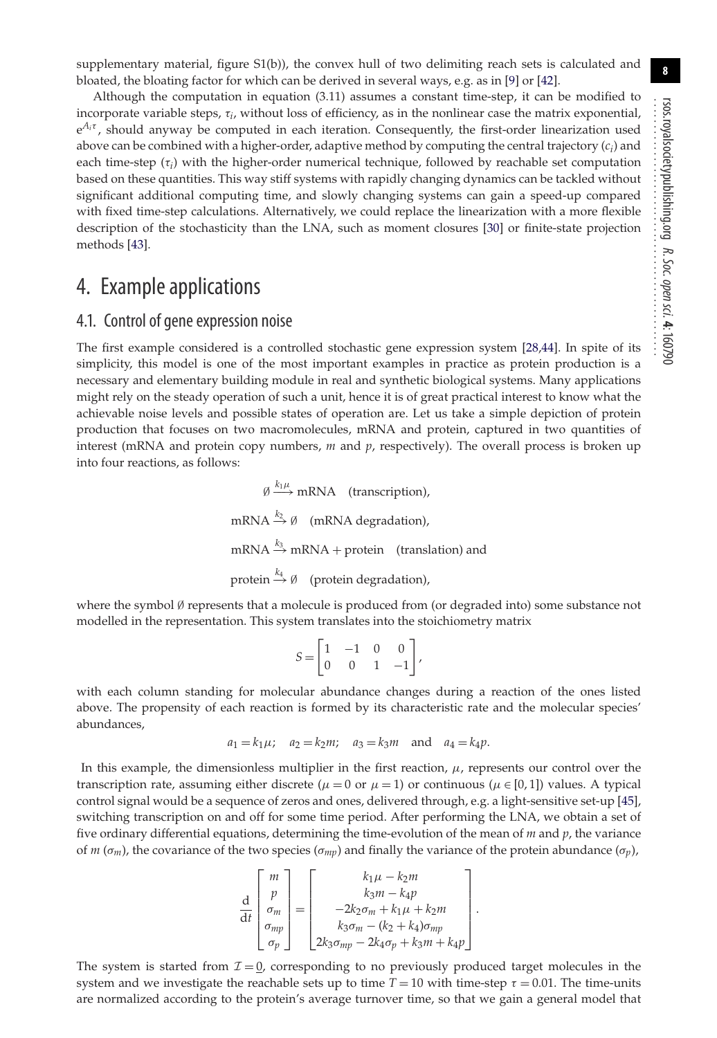supplementary material, figure S1(b)), the convex hull of two delimiting reach sets is calculated and bloated, the bloating factor for which can be derived in several ways, e.g. as in [9] or [42].

Although the computation in equation (3.11) assumes a constant time-step, it can be modified to incorporate variable steps, $\tau_i$, without loss of efficiency, as in the nonlinear case the matrix exponential, $e^{A_i\tau}$, should anyway be computed in each iteration. Consequently, the first-order linearization used above can be combined with a higher-order, adaptive method by computing the central trajectory ($c_i$) and each time-step ($\tau_i$) with the higher-order numerical technique, followed by reachable set computation based on these quantities. This way stiff systems with rapidly changing dynamics can be tackled without significant additional computing time, and slowly changing systems can gain a speed-up compared with fixed time-step calculations. Alternatively, we could replace the linearization with a more flexible description of the stochasticity than the LNA, such as moment closures [30] or finite-state projection methods [43].

# 4. Example applications

## 4.1. Control of gene expression noise

The first example considered is a controlled stochastic gene expression system [28,44]. In spite of its simplicity, this model is one of the most important examples in practice as protein production is a necessary and elementary building module in real and synthetic biological systems. Many applications might rely on the steady operation of such a unit, hence it is of great practical interest to know what the achievable noise levels and possible states of operation are. Let us take a simple depiction of protein production that focuses on two macromolecules, mRNA and protein, captured in two quantities of interest (mRNA and protein copy numbers, $m$ and $p$, respectively). The overall process is broken up into four reactions, as follows:

$$\emptyset \xrightarrow{k_1\mu} \text{mRNA} \quad \text{(transcription)},$$

$$\text{mRNA} \xrightarrow{k_2} \emptyset \quad \text{(mRNA degradation)},$$

$$\text{mRNA} \xrightarrow{k_3} \text{mRNA} + \text{protein} \quad \text{(translation) and}$$

$$\text{protein} \xrightarrow{k_4} \emptyset \quad \text{(protein degradation)},$$

where the symbol $\emptyset$ represents that a molecule is produced from (or degraded into) some substance not modelled in the representation. This system translates into the stoichiometry matrix

$$S = \begin{bmatrix} 1 & -1 & 0 & 0 \\ 0 & 0 & 1 & -1 \end{bmatrix},$$

with each column standing for molecular abundance changes during a reaction of the ones listed above. The propensity of each reaction is formed by its characteristic rate and the molecular species' abundances,

$$a_1 = k_1\mu; \quad a_2 = k_2 m; \quad a_3 = k_3 m \quad \text{and} \quad a_4 = k_4 p.$$

In this example, the dimensionless multiplier in the first reaction, $\mu$, represents our control over the transcription rate, assuming either discrete ($\mu = 0$ or $\mu = 1$) or continuous ($\mu \in [0, 1]$) values. A typical control signal would be a sequence of zeros and ones, delivered through, e.g. a light-sensitive set-up [45], switching transcription on and off for some time period. After performing the LNA, we obtain a set of five ordinary differential equations, determining the time-evolution of the mean of $m$ and $p$, the variance of $m$ ($\sigma_m$), the covariance of the two species ($\sigma_{mp}$) and finally the variance of the protein abundance ($\sigma_p$),

$$\frac{\mathrm{d}}{\mathrm{d}t}\begin{bmatrix} m \\ p \\ \sigma_m \\ \sigma_{mp} \\ \sigma_p \end{bmatrix} = \begin{bmatrix} k_1\mu - k_2 m \\ k_3 m - k_4 p \\ -2k_2\sigma_m + k_1\mu + k_2 m \\ k_3\sigma_m - (k_2 + k_4)\sigma_{mp} \\ 2k_3\sigma_{mp} - 2k_4\sigma_p + k_3 m + k_4 p \end{bmatrix}.$$

The system is started from $\mathcal{I} = \underline{0}$, corresponding to no previously produced target molecules in the system and we investigate the reachable sets up to time $T = 10$ with time-step $\tau = 0.01$. The time-units are normalized according to the protein's average turnover time, so that we gain a general model that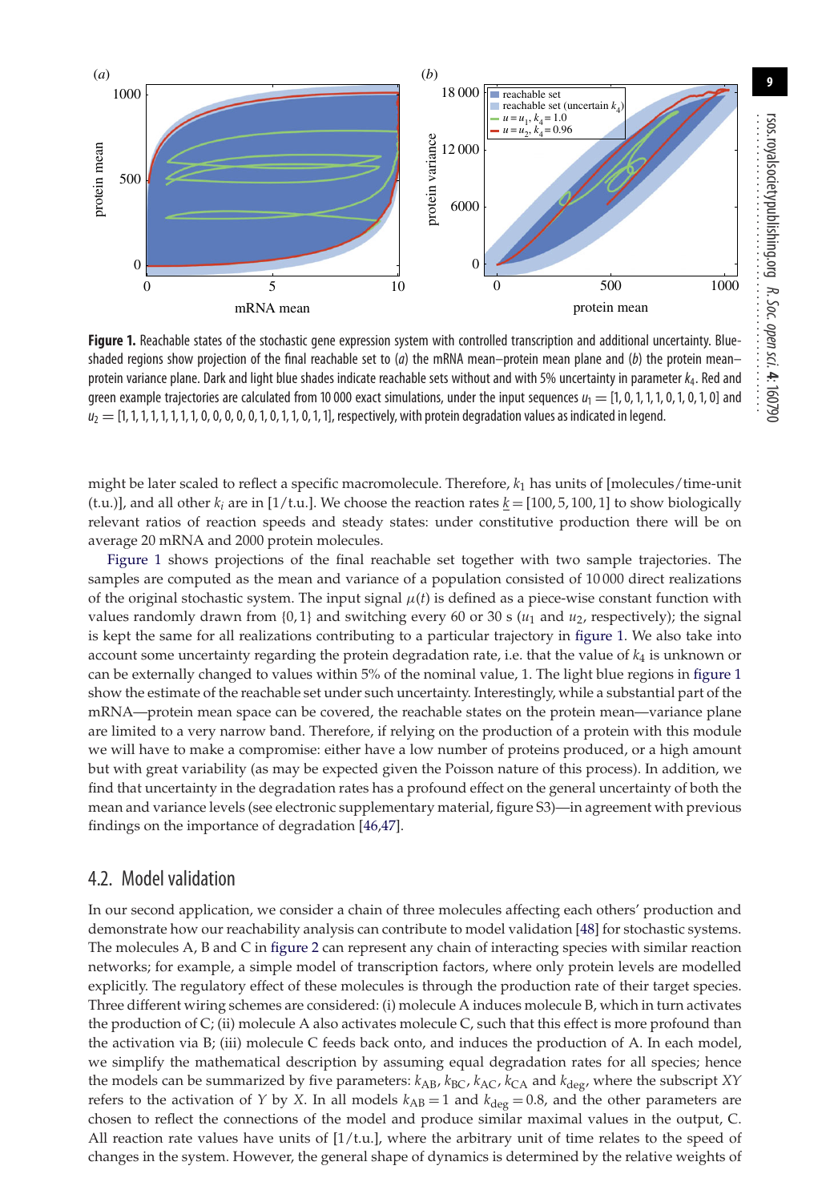**Figure 1.** Reachable states of the stochastic gene expression system with controlled transcription and additional uncertainty. Blue-shaded regions show projection of the final reachable set to (*a*) the mRNA mean–protein mean plane and (*b*) the protein mean–protein variance plane. Dark and light blue shades indicate reachable sets without and with 5% uncertainty in parameter $k_4$. Red and green example trajectories are calculated from 10 000 exact simulations, under the input sequences $u_1 = [1, 0, 1, 1, 1, 0, 1, 0, 1, 0]$ and $u_2 = [1, 1, 1, 1, 1, 1, 1, 1, 0, 0, 0, 0, 0, 1, 0, 1, 1, 0, 1, 1]$, respectively, with protein degradation values as indicated in legend.

might be later scaled to reflect a specific macromolecule. Therefore, $k_1$ has units of [molecules/time-unit (t.u.)], and all other $k_i$ are in [1/t.u.]. We choose the reaction rates $\underline{k} = [100, 5, 100, 1]$ to show biologically relevant ratios of reaction speeds and steady states: under constitutive production there will be on average 20 mRNA and 2000 protein molecules.

Figure 1 shows projections of the final reachable set together with two sample trajectories. The samples are computed as the mean and variance of a population consisted of 10 000 direct realizations of the original stochastic system. The input signal $\mu(t)$ is defined as a piece-wise constant function with values randomly drawn from $\{0, 1\}$ and switching every 60 or 30 s ($u_1$ and $u_2$, respectively); the signal is kept the same for all realizations contributing to a particular trajectory in figure 1. We also take into account some uncertainty regarding the protein degradation rate, i.e. that the value of $k_4$ is unknown or can be externally changed to values within 5% of the nominal value, 1. The light blue regions in figure 1 show the estimate of the reachable set under such uncertainty. Interestingly, while a substantial part of the mRNA—protein mean space can be covered, the reachable states on the protein mean—variance plane are limited to a very narrow band. Therefore, if relying on the production of a protein with this module we will have to make a compromise: either have a low number of proteins produced, or a high amount but with great variability (as may be expected given the Poisson nature of this process). In addition, we find that uncertainty in the degradation rates has a profound effect on the general uncertainty of both the mean and variance levels (see electronic supplementary material, figure S3)—in agreement with previous findings on the importance of degradation [46,47].

## 4.2. Model validation

In our second application, we consider a chain of three molecules affecting each others' production and demonstrate how our reachability analysis can contribute to model validation [48] for stochastic systems. The molecules A, B and C in figure 2 can represent any chain of interacting species with similar reaction networks; for example, a simple model of transcription factors, where only protein levels are modelled explicitly. The regulatory effect of these molecules is through the production rate of their target species. Three different wiring schemes are considered: (i) molecule A induces molecule B, which in turn activates the production of C; (ii) molecule A also activates molecule C, such that this effect is more profound than the activation via B; (iii) molecule C feeds back onto, and induces the production of A. In each model, we simplify the mathematical description by assuming equal degradation rates for all species; hence the models can be summarized by five parameters: $k_{AB}$, $k_{BC}$, $k_{AC}$, $k_{CA}$ and $k_{deg}$, where the subscript *XY* refers to the activation of *Y* by *X*. In all models $k_{AB} = 1$ and $k_{deg} = 0.8$, and the other parameters are chosen to reflect the connections of the model and produce similar maximal values in the output, C. All reaction rate values have units of [1/t.u.], where the arbitrary unit of time relates to the speed of changes in the system. However, the general shape of dynamics is determined by the relative weights of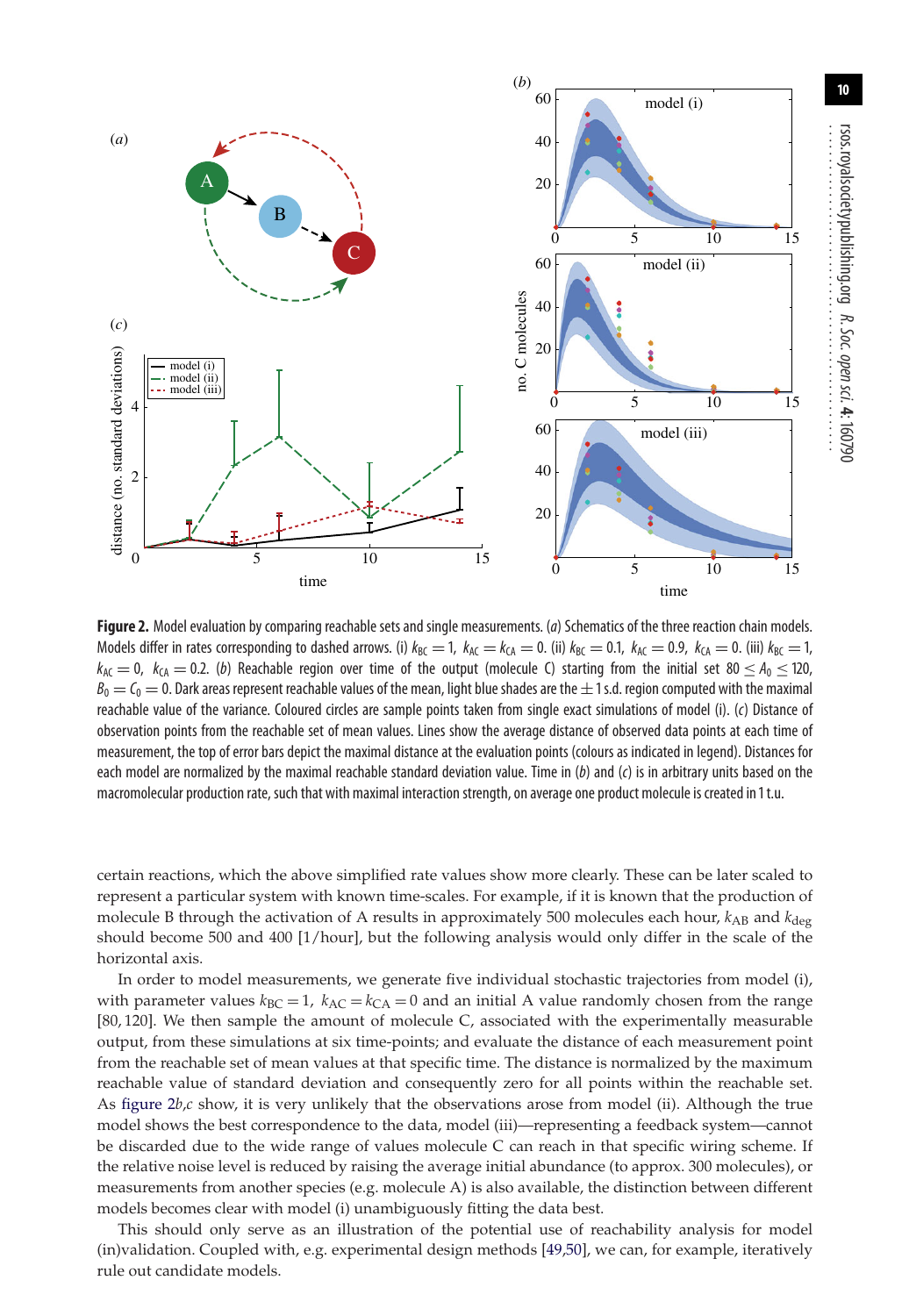**Figure 2.** Model evaluation by comparing reachable sets and single measurements. (*a*) Schematics of the three reaction chain models. Models differ in rates corresponding to dashed arrows. (i) $k_{BC} = 1$, $k_{AC} = k_{CA} = 0$. (ii) $k_{BC} = 0.1$, $k_{AC} = 0.9$, $k_{CA} = 0$. (iii) $k_{BC} = 1$, $k_{AC} = 0$, $k_{CA} = 0.2$. (*b*) Reachable region over time of the output (molecule C) starting from the initial set $80 \leq A_0 \leq 120$, $B_0 = C_0 = 0$. Dark areas represent reachable values of the mean, light blue shades are the $\pm 1$ s.d. region computed with the maximal reachable value of the variance. Coloured circles are sample points taken from single exact simulations of model (i). (*c*) Distance of observation points from the reachable set of mean values. Lines show the average distance of observed data points at each time of measurement, the top of error bars depict the maximal distance at the evaluation points (colours as indicated in legend). Distances for each model are normalized by the maximal reachable standard deviation value. Time in (*b*) and (*c*) is in arbitrary units based on the macromolecular production rate, such that with maximal interaction strength, on average one product molecule is created in 1 t.u.

certain reactions, which the above simplified rate values show more clearly. These can be later scaled to represent a particular system with known time-scales. For example, if it is known that the production of molecule B through the activation of A results in approximately 500 molecules each hour, $k_{AB}$ and $k_{deg}$ should become 500 and 400 [1/hour], but the following analysis would only differ in the scale of the horizontal axis.

In order to model measurements, we generate five individual stochastic trajectories from model (i), with parameter values $k_{BC} = 1$, $k_{AC} = k_{CA} = 0$ and an initial A value randomly chosen from the range [80, 120]. We then sample the amount of molecule C, associated with the experimentally measurable output, from these simulations at six time-points; and evaluate the distance of each measurement point from the reachable set of mean values at that specific time. The distance is normalized by the maximum reachable value of standard deviation and consequently zero for all points within the reachable set. As figure 2*b*,*c* show, it is very unlikely that the observations arose from model (ii). Although the true model shows the best correspondence to the data, model (iii)—representing a feedback system—cannot be discarded due to the wide range of values molecule C can reach in that specific wiring scheme. If the relative noise level is reduced by raising the average initial abundance (to approx. 300 molecules), or measurements from another species (e.g. molecule A) is also available, the distinction between different models becomes clear with model (i) unambiguously fitting the data best.

This should only serve as an illustration of the potential use of reachability analysis for model (in)validation. Coupled with, e.g. experimental design methods [49,50], we can, for example, iteratively rule out candidate models.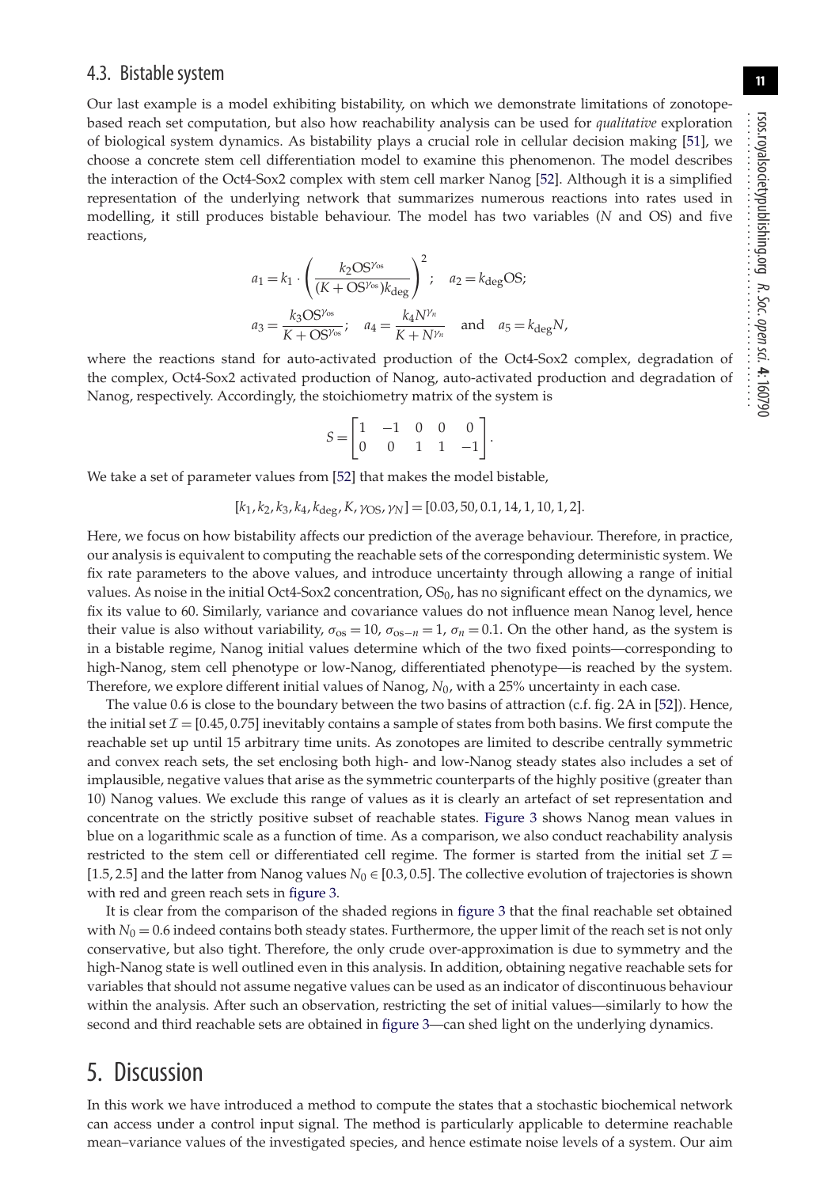## 4.3. Bistable system

Our last example is a model exhibiting bistability, on which we demonstrate limitations of zonotope-based reach set computation, but also how reachability analysis can be used for *qualitative* exploration of biological system dynamics. As bistability plays a crucial role in cellular decision making [51], we choose a concrete stem cell differentiation model to examine this phenomenon. The model describes the interaction of the Oct4-Sox2 complex with stem cell marker Nanog [52]. Although it is a simplified representation of the underlying network that summarizes numerous reactions into rates used in modelling, it still produces bistable behaviour. The model has two variables ($N$ and OS) and five reactions,

$$a_1 = k_1 \cdot \left( \frac{k_2 \mathrm{OS}^{\gamma_{\mathrm{os}}}}{(K + \mathrm{OS}^{\gamma_{\mathrm{os}}}) k_{\mathrm{deg}}} \right)^2; \quad a_2 = k_{\mathrm{deg}} \mathrm{OS};$$

$$a_3 = \frac{k_3 \mathrm{OS}^{\gamma_{\mathrm{os}}}}{K + \mathrm{OS}^{\gamma_{\mathrm{os}}}}; \quad a_4 = \frac{k_4 N^{\gamma_n}}{K + N^{\gamma_n}} \quad \text{and} \quad a_5 = k_{\mathrm{deg}} N,$$

where the reactions stand for auto-activated production of the Oct4-Sox2 complex, degradation of the complex, Oct4-Sox2 activated production of Nanog, auto-activated production and degradation of Nanog, respectively. Accordingly, the stoichiometry matrix of the system is

$$S = \begin{bmatrix} 1 & -1 & 0 & 0 & 0 \\ 0 & 0 & 1 & 1 & -1 \end{bmatrix}.$$

We take a set of parameter values from [52] that makes the model bistable,

$$[k_1, k_2, k_3, k_4, k_{\mathrm{deg}}, K, \gamma_{\mathrm{OS}}, \gamma_N] = [0.03, 50, 0.1, 14, 1, 10, 1, 2].$$

Here, we focus on how bistability affects our prediction of the average behaviour. Therefore, in practice, our analysis is equivalent to computing the reachable sets of the corresponding deterministic system. We fix rate parameters to the above values, and introduce uncertainty through allowing a range of initial values. As noise in the initial Oct4-Sox2 concentration, $\mathrm{OS}_0$, has no significant effect on the dynamics, we fix its value to 60. Similarly, variance and covariance values do not influence mean Nanog level, hence their value is also without variability, $\sigma_{\mathrm{os}} = 10$, $\sigma_{\mathrm{os}-n} = 1$, $\sigma_n = 0.1$. On the other hand, as the system is in a bistable regime, Nanog initial values determine which of the two fixed points—corresponding to high-Nanog, stem cell phenotype or low-Nanog, differentiated phenotype—is reached by the system. Therefore, we explore different initial values of Nanog, $N_0$, with a 25% uncertainty in each case.

The value 0.6 is close to the boundary between the two basins of attraction (c.f. fig. 2A in [52]). Hence, the initial set $\mathcal{I} = [0.45, 0.75]$ inevitably contains a sample of states from both basins. We first compute the reachable set up until 15 arbitrary time units. As zonotopes are limited to describe centrally symmetric and convex reach sets, the set enclosing both high- and low-Nanog steady states also includes a set of implausible, negative values that arise as the symmetric counterparts of the highly positive (greater than 10) Nanog values. We exclude this range of values as it is clearly an artefact of set representation and concentrate on the strictly positive subset of reachable states. Figure 3 shows Nanog mean values in blue on a logarithmic scale as a function of time. As a comparison, we also conduct reachability analysis restricted to the stem cell or differentiated cell regime. The former is started from the initial set $\mathcal{I} = [1.5, 2.5]$ and the latter from Nanog values $N_0 \in [0.3, 0.5]$. The collective evolution of trajectories is shown with red and green reach sets in figure 3.

It is clear from the comparison of the shaded regions in figure 3 that the final reachable set obtained with $N_0 = 0.6$ indeed contains both steady states. Furthermore, the upper limit of the reach set is not only conservative, but also tight. Therefore, the only crude over-approximation is due to symmetry and the high-Nanog state is well outlined even in this analysis. In addition, obtaining negative reachable sets for variables that should not assume negative values can be used as an indicator of discontinuous behaviour within the analysis. After such an observation, restricting the set of initial values—similarly to how the second and third reachable sets are obtained in figure 3—can shed light on the underlying dynamics.

# 5. Discussion

In this work we have introduced a method to compute the states that a stochastic biochemical network can access under a control input signal. The method is particularly applicable to determine reachable mean–variance values of the investigated species, and hence estimate noise levels of a system. Our aim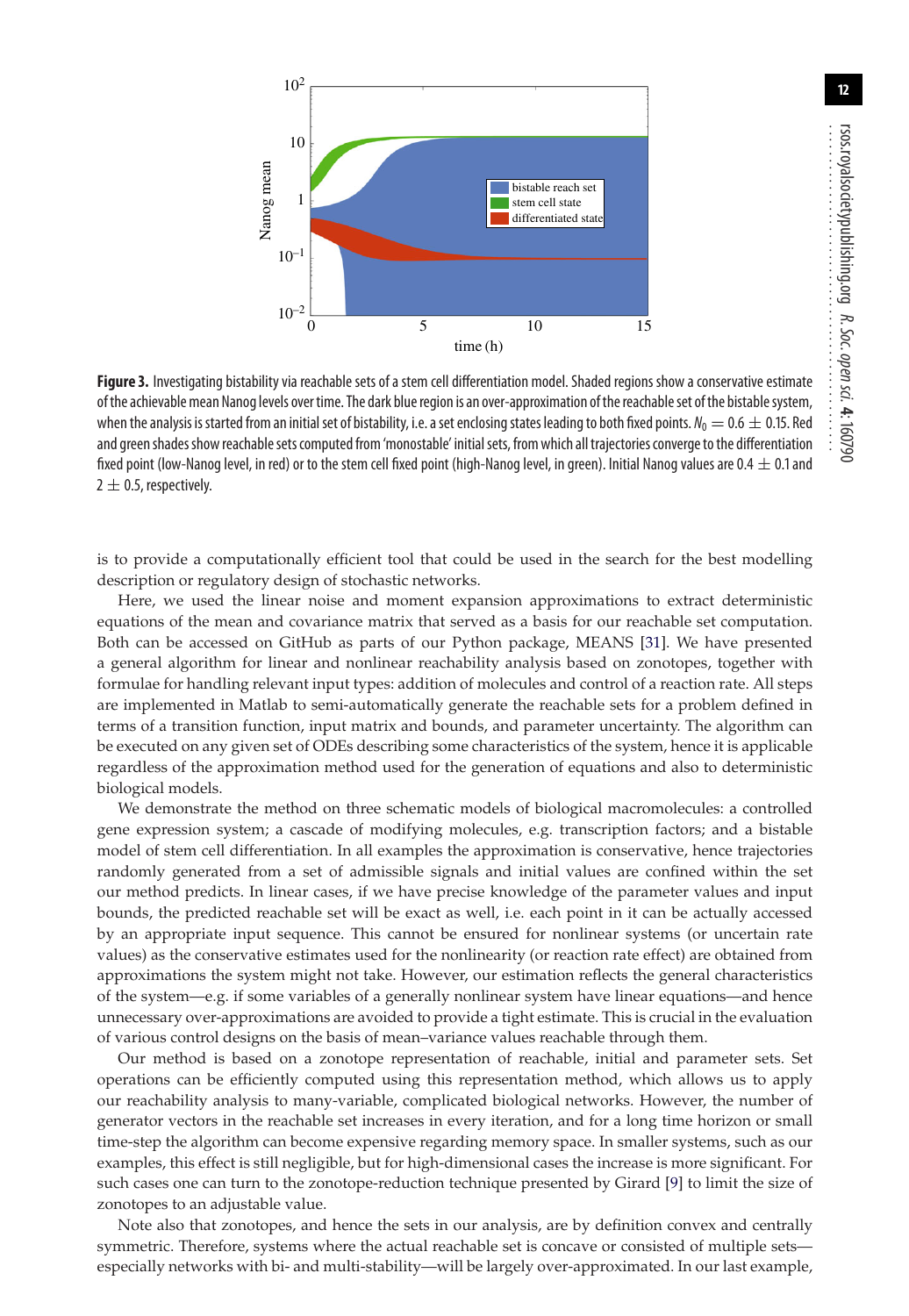$10^2$

10

1

$10^{-1}$

$10^{-2}$

Nanog mean

0

5

10

15

time (h)

bistable reach set

stem cell state

differentiated state

**Figure 3.** Investigating bistability via reachable sets of a stem cell differentiation model. Shaded regions show a conservative estimate of the achievable mean Nanog levels over time. The dark blue region is an over-approximation of the reachable set of the bistable system, when the analysis is started from an initial set of bistability, i.e. a set enclosing states leading to both fixed points. $N_0 = 0.6 \pm 0.15$. Red and green shades show reachable sets computed from 'monostable' initial sets, from which all trajectories converge to the differentiation fixed point (low-Nanog level, in red) or to the stem cell fixed point (high-Nanog level, in green). Initial Nanog values are $0.4 \pm 0.1$ and $2 \pm 0.5$, respectively.

is to provide a computationally efficient tool that could be used in the search for the best modelling description or regulatory design of stochastic networks.

Here, we used the linear noise and moment expansion approximations to extract deterministic equations of the mean and covariance matrix that served as a basis for our reachable set computation. Both can be accessed on GitHub as parts of our Python package, MEANS [31]. We have presented a general algorithm for linear and nonlinear reachability analysis based on zonotopes, together with formulae for handling relevant input types: addition of molecules and control of a reaction rate. All steps are implemented in Matlab to semi-automatically generate the reachable sets for a problem defined in terms of a transition function, input matrix and bounds, and parameter uncertainty. The algorithm can be executed on any given set of ODEs describing some characteristics of the system, hence it is applicable regardless of the approximation method used for the generation of equations and also to deterministic biological models.

We demonstrate the method on three schematic models of biological macromolecules: a controlled gene expression system; a cascade of modifying molecules, e.g. transcription factors; and a bistable model of stem cell differentiation. In all examples the approximation is conservative, hence trajectories randomly generated from a set of admissible signals and initial values are confined within the set our method predicts. In linear cases, if we have precise knowledge of the parameter values and input bounds, the predicted reachable set will be exact as well, i.e. each point in it can be actually accessed by an appropriate input sequence. This cannot be ensured for nonlinear systems (or uncertain rate values) as the conservative estimates used for the nonlinearity (or reaction rate effect) are obtained from approximations the system might not take. However, our estimation reflects the general characteristics of the system—e.g. if some variables of a generally nonlinear system have linear equations—and hence unnecessary over-approximations are avoided to provide a tight estimate. This is crucial in the evaluation of various control designs on the basis of mean–variance values reachable through them.

Our method is based on a zonotope representation of reachable, initial and parameter sets. Set operations can be efficiently computed using this representation method, which allows us to apply our reachability analysis to many-variable, complicated biological networks. However, the number of generator vectors in the reachable set increases in every iteration, and for a long time horizon or small time-step the algorithm can become expensive regarding memory space. In smaller systems, such as our examples, this effect is still negligible, but for high-dimensional cases the increase is more significant. For such cases one can turn to the zonotope-reduction technique presented by Girard [9] to limit the size of zonotopes to an adjustable value.

Note also that zonotopes, and hence the sets in our analysis, are by definition convex and centrally symmetric. Therefore, systems where the actual reachable set is concave or consisted of multiple sets—especially networks with bi- and multi-stability—will be largely over-approximated. In our last example,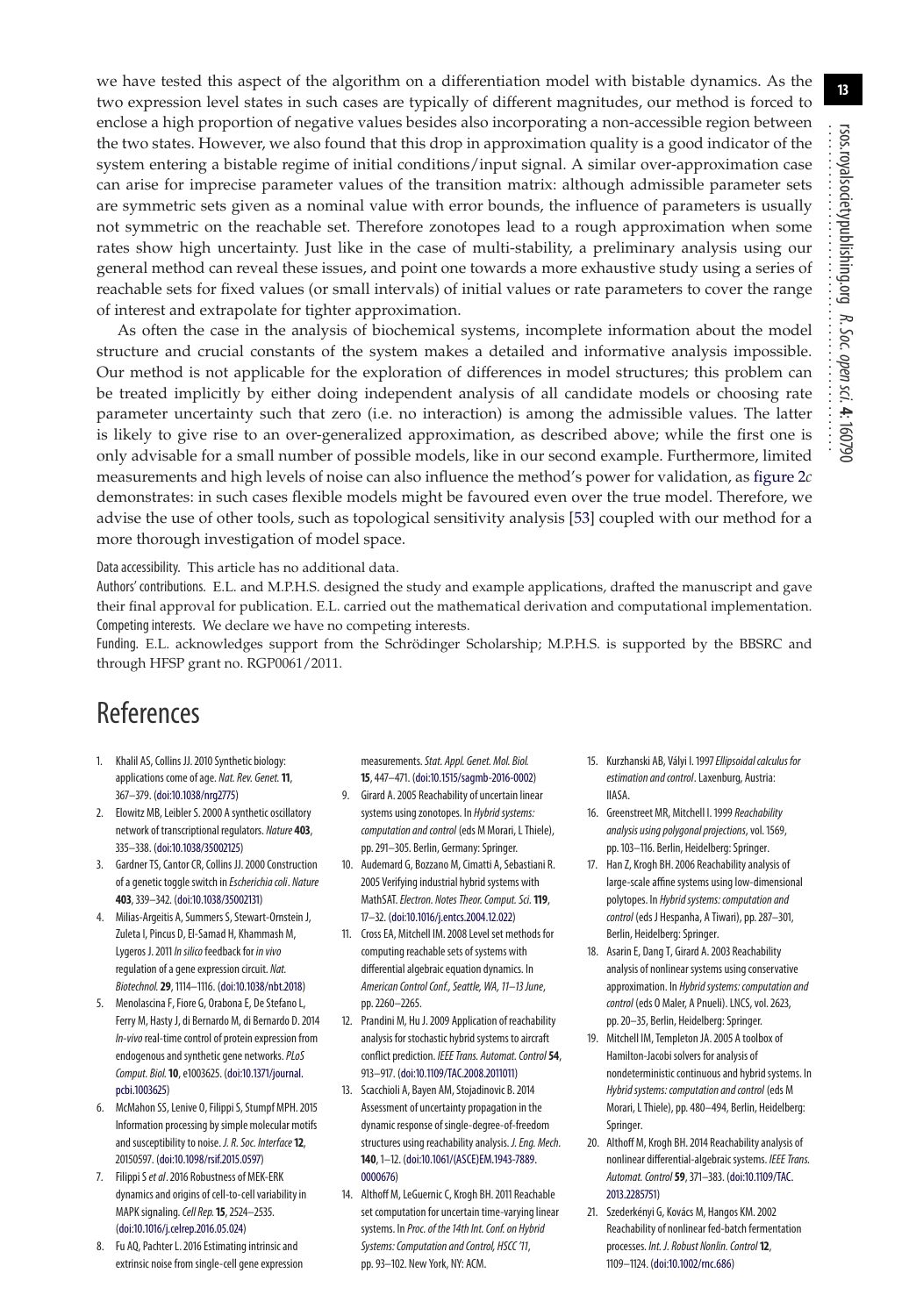we have tested this aspect of the algorithm on a differentiation model with bistable dynamics. As the two expression level states in such cases are typically of different magnitudes, our method is forced to enclose a high proportion of negative values besides also incorporating a non-accessible region between the two states. However, we also found that this drop in approximation quality is a good indicator of the system entering a bistable regime of initial conditions/input signal. A similar over-approximation case can arise for imprecise parameter values of the transition matrix: although admissible parameter sets are symmetric sets given as a nominal value with error bounds, the influence of parameters is usually not symmetric on the reachable set. Therefore zonotopes lead to a rough approximation when some rates show high uncertainty. Just like in the case of multi-stability, a preliminary analysis using our general method can reveal these issues, and point one towards a more exhaustive study using a series of reachable sets for fixed values (or small intervals) of initial values or rate parameters to cover the range of interest and extrapolate for tighter approximation.

As often the case in the analysis of biochemical systems, incomplete information about the model structure and crucial constants of the system makes a detailed and informative analysis impossible. Our method is not applicable for the exploration of differences in model structures; this problem can be treated implicitly by either doing independent analysis of all candidate models or choosing rate parameter uncertainty such that zero (i.e. no interaction) is among the admissible values. The latter is likely to give rise to an over-generalized approximation, as described above; while the first one is only advisable for a small number of possible models, like in our second example. Furthermore, limited measurements and high levels of noise can also influence the method's power for validation, as figure 2*c* demonstrates: in such cases flexible models might be favoured even over the true model. Therefore, we advise the use of other tools, such as topological sensitivity analysis [53] coupled with our method for a more thorough investigation of model space.

Data accessibility. This article has no additional data.

Authors' contributions. E.L. and M.P.H.S. designed the study and example applications, drafted the manuscript and gave their final approval for publication. E.L. carried out the mathematical derivation and computational implementation.

Competing interests. We declare we have no competing interests.

Funding. E.L. acknowledges support from the Schrödinger Scholarship; M.P.H.S. is supported by the BBSRC and through HFSP grant no. RGP0061/2011.

# References

1. Khalil AS, Collins JJ. 2010 Synthetic biology: applications come of age. *Nat. Rev. Genet.* **11**, 367–379. (doi:10.1038/nrg2775)
2. Elowitz MB, Leibler S. 2000 A synthetic oscillatory network of transcriptional regulators. *Nature* **403**, 335–338. (doi:10.1038/35002125)
3. Gardner TS, Cantor CR, Collins JJ. 2000 Construction of a genetic toggle switch in *Escherichia coli*. *Nature* **403**, 339–342. (doi:10.1038/35002131)
4. Milias-Argeitis A, Summers S, Stewart-Ornstein J, Zuleta I, Pincus D, El-Samad H, Khammash M, Lygeros J. 2011 *In silico* feedback for *in vivo* regulation of a gene expression circuit. *Nat. Biotechnol.* **29**, 1114–1116. (doi:10.1038/nbt.2018)
5. Menolascina F, Fiore G, Orabona E, De Stefano L, Ferry M, Hasty J, di Bernardo M, di Bernardo D. 2014 *In-vivo* real-time control of protein expression from endogenous and synthetic gene networks. *PLoS Comput. Biol.* **10**, e1003625. (doi:10.1371/journal.pcbi.1003625)
6. McMahon SS, Lenive O, Filippi S, Stumpf MPH. 2015 Information processing by simple molecular motifs and susceptibility to noise. *J. R. Soc. Interface* **12**, 20150597. (doi:10.1098/rsif.2015.0597)
7. Filippi S *et al*. 2016 Robustness of MEK-ERK dynamics and origins of cell-to-cell variability in MAPK signaling. *Cell Rep.* **15**, 2524–2535. (doi:10.1016/j.celrep.2016.05.024)
8. Fu AQ, Pachter L. 2016 Estimating intrinsic and extrinsic noise from single-cell gene expression measurements. *Stat. Appl. Genet. Mol. Biol.* **15**, 447–471. (doi:10.1515/sagmb-2016-0002)
9. Girard A. 2005 Reachability of uncertain linear systems using zonotopes. In *Hybrid systems: computation and control* (eds M Morari, L Thiele), pp. 291–305. Berlin, Germany: Springer.
10. Audemard G, Bozzano M, Cimatti A, Sebastiani R. 2005 Verifying industrial hybrid systems with MathSAT. *Electron. Notes Theor. Comput. Sci.* **119**, 17–32. (doi:10.1016/j.entcs.2004.12.022)
11. Cross EA, Mitchell IM. 2008 Level set methods for computing reachable sets of systems with differential algebraic equation dynamics. In *American Control Conf., Seattle, WA, 11–13 June*, pp. 2260–2265.
12. Prandini M, Hu J. 2009 Application of reachability analysis for stochastic hybrid systems to aircraft conflict prediction. *IEEE Trans. Automat. Control* **54**, 913–917. (doi:10.1109/TAC.2008.2011011)
13. Scacchioli A, Bayen AM, Stojadinovic B. 2014 Assessment of uncertainty propagation in the dynamic response of single-degree-of-freedom structures using reachability analysis. *J. Eng. Mech.* **140**, 1–12. (doi:10.1061/(ASCE)EM.1943-7889.0000676)
14. Althoff M, LeGuernic C, Krogh BH. 2011 Reachable set computation for uncertain time-varying linear systems. In *Proc. of the 14th Int. Conf. on Hybrid Systems: Computation and Control, HSCC '11*, pp. 93–102. New York, NY: ACM.
15. Kurzhanski AB, Vályi I. 1997 *Ellipsoidal calculus for estimation and control*. Laxenburg, Austria: IIASA.
16. Greenstreet MR, Mitchell I. 1999 *Reachability analysis using polygonal projections*, vol. 1569, pp. 103–116. Berlin, Heidelberg: Springer.
17. Han Z, Krogh BH. 2006 Reachability analysis of large-scale affine systems using low-dimensional polytopes. In *Hybrid systems: computation and control* (eds J Hespanha, A Tiwari), pp. 287–301, Berlin, Heidelberg: Springer.
18. Asarin E, Dang T, Girard A. 2003 Reachability analysis of nonlinear systems using conservative approximation. In *Hybrid systems: computation and control* (eds O Maler, A Pnueli). LNCS, vol. 2623, pp. 20–35, Berlin, Heidelberg: Springer.
19. Mitchell IM, Templeton JA. 2005 A toolbox of Hamilton-Jacobi solvers for analysis of nondeterministic continuous and hybrid systems. In *Hybrid systems: computation and control* (eds M Morari, L Thiele), pp. 480–494, Berlin, Heidelberg: Springer.
20. Althoff M, Krogh BH. 2014 Reachability analysis of nonlinear differential-algebraic systems. *IEEE Trans. Automat. Control* **59**, 371–383. (doi:10.1109/TAC.2013.2285751)
21. Szederkényi G, Kovács M, Hangos KM. 2002 Reachability of nonlinear fed-batch fermentation processes. *Int. J. Robust Nonlin. Control* **12**, 1109–1124. (doi:10.1002/rnc.686)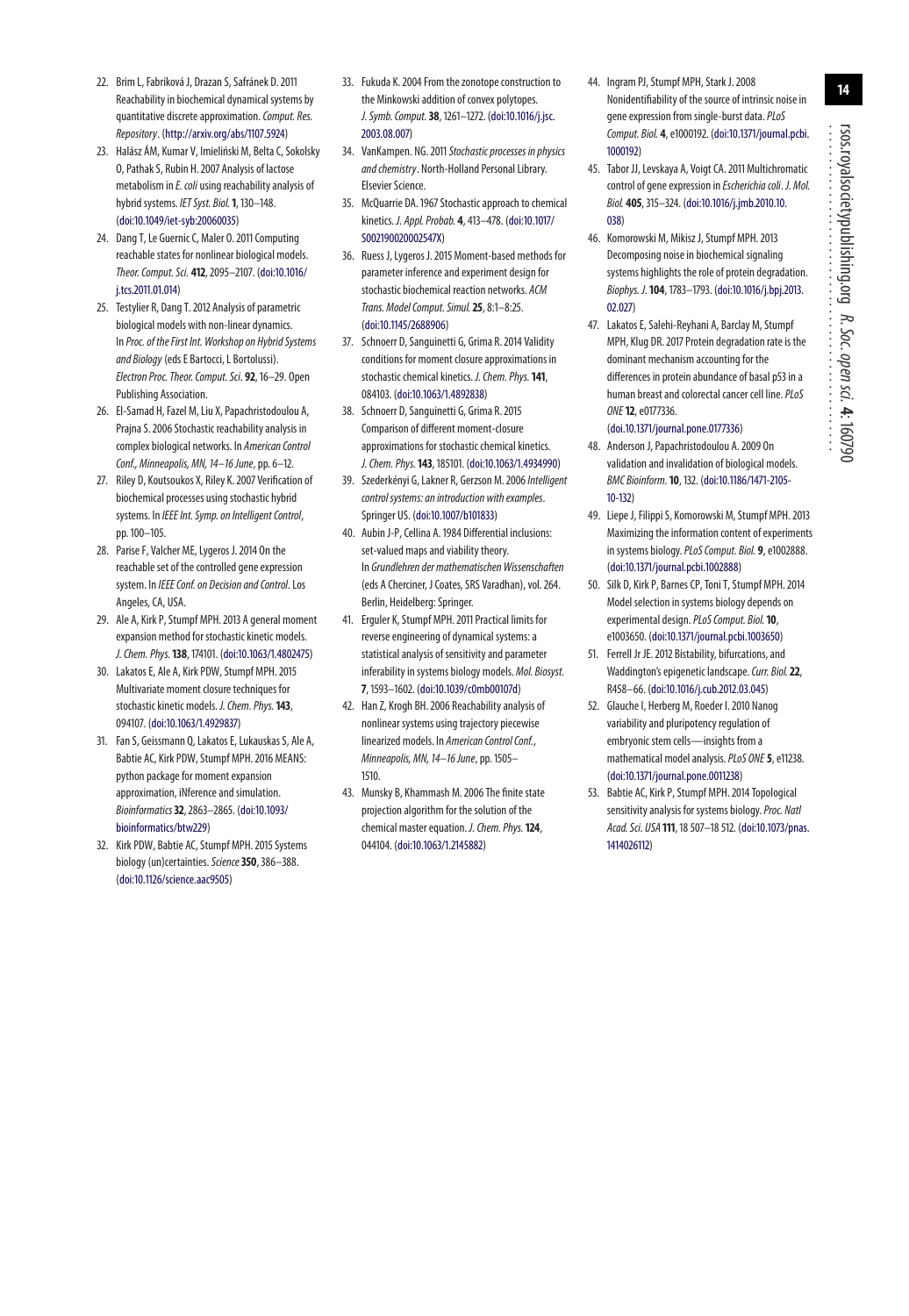22. Brim L, Fabriková J, Drazan S, Safránek D. 2011 Reachability in biochemical dynamical systems by quantitative discrete approximation. *Comput. Res. Repository*. (http://arxiv.org/abs/1107.5924)
23. Halász ÁM, Kumar V, Imieliński M, Belta C, Sokolsky O, Pathak S, Rubin H. 2007 Analysis of lactose metabolism in *E. coli* using reachability analysis of hybrid systems. *IET Syst. Biol.* **1**, 130–148. (doi:10.1049/iet-syb:20060035)
24. Dang T, Le Guernic C, Maler O. 2011 Computing reachable states for nonlinear biological models. *Theor. Comput. Sci.* **412**, 2095–2107. (doi:10.1016/j.tcs.2011.01.014)
25. Testylier R, Dang T. 2012 Analysis of parametric biological models with non-linear dynamics. In *Proc. of the First Int. Workshop on Hybrid Systems and Biology* (eds E Bartocci, L Bortolussi). *Electron Proc. Theor. Comput. Sci.* **92**, 16–29. Open Publishing Association.
26. El-Samad H, Fazel M, Liu X, Papachristodoulou A, Prajna S. 2006 Stochastic reachability analysis in complex biological networks. In *American Control Conf., Minneapolis, MN, 14–16 June*, pp. 6–12.
27. Riley D, Koutsoukos X, Riley K. 2007 Verification of biochemical processes using stochastic hybrid systems. In *IEEE Int. Symp. on Intelligent Control*, pp. 100–105.
28. Parise F, Valcher ME, Lygeros J. 2014 On the reachable set of the controlled gene expression system. In *IEEE Conf. on Decision and Control*. Los Angeles, CA, USA.
29. Ale A, Kirk P, Stumpf MPH. 2013 A general moment expansion method for stochastic kinetic models. *J. Chem. Phys.* **138**, 174101. (doi:10.1063/1.4802475)
30. Lakatos E, Ale A, Kirk PDW, Stumpf MPH. 2015 Multivariate moment closure techniques for stochastic kinetic models. *J. Chem. Phys.* **143**, 094107. (doi:10.1063/1.4929837)
31. Fan S, Geissmann Q, Lakatos E, Lukauskas S, Ale A, Babtie AC, Kirk PDW, Stumpf MPH. 2016 MEANS: python package for moment expansion approximation, iNference and simulation. *Bioinformatics* **32**, 2863–2865. (doi:10.1093/bioinformatics/btw229)
32. Kirk PDW, Babtie AC, Stumpf MPH. 2015 Systems biology (un)certainties. *Science* **350**, 386–388. (doi:10.1126/science.aac9505)
33. Fukuda K. 2004 From the zonotope construction to the Minkowski addition of convex polytopes. *J. Symb. Comput.* **38**, 1261–1272. (doi:10.1016/j.jsc.2003.08.007)
34. VanKampen. NG. 2011 *Stochastic processes in physics and chemistry*. North-Holland Personal Library. Elsevier Science.
35. McQuarrie DA. 1967 Stochastic approach to chemical kinetics. *J. Appl. Probab.* **4**, 413–478. (doi:10.1017/S002190020002547X)
36. Ruess J, Lygeros J. 2015 Moment-based methods for parameter inference and experiment design for stochastic biochemical reaction networks. *ACM Trans. Model Comput. Simul.* **25**, 8:1–8:25. (doi:10.1145/2688906)
37. Schnoerr D, Sanguinetti G, Grima R. 2014 Validity conditions for moment closure approximations in stochastic chemical kinetics. *J. Chem. Phys.* **141**, 084103. (doi:10.1063/1.4892838)
38. Schnoerr D, Sanguinetti G, Grima R. 2015 Comparison of different moment-closure approximations for stochastic chemical kinetics. *J. Chem. Phys.* **143**, 185101. (doi:10.1063/1.4934990)
39. Szederkényi G, Lakner R, Gerzson M. 2006 *Intelligent control systems: an introduction with examples*. Springer US. (doi:10.1007/b101833)
40. Aubin J-P, Cellina A. 1984 Differential inclusions: set-valued maps and viability theory. In *Grundlehren der mathematischen Wissenschaften* (eds A Chenciner, J Coates, SRS Varadhan), vol. 264. Berlin, Heidelberg: Springer.
41. Erguler K, Stumpf MPH. 2011 Practical limits for reverse engineering of dynamical systems: a statistical analysis of sensitivity and parameter inferability in systems biology models. *Mol. Biosyst.* **7**, 1593–1602. (doi:10.1039/c0mb00107d)
42. Han Z, Krogh BH. 2006 Reachability analysis of nonlinear systems using trajectory piecewise linearized models. In *American Control Conf., Minneapolis, MN, 14–16 June*, pp. 1505–1510.
43. Munsky B, Khammash M. 2006 The finite state projection algorithm for the solution of the chemical master equation. *J. Chem. Phys.* **124**, 044104. (doi:10.1063/1.2145882)
44. Ingram PJ, Stumpf MPH, Stark J. 2008 Nonidentifiability of the source of intrinsic noise in gene expression from single-burst data. *PLoS Comput. Biol.* **4**, e1000192. (doi:10.1371/journal.pcbi.1000192)
45. Tabor JJ, Levskaya A, Voigt CA. 2011 Multichromatic control of gene expression in *Escherichia coli*. *J. Mol. Biol.* **405**, 315–324. (doi:10.1016/j.jmb.2010.10.038)
46. Komorowski M, Mikisz J, Stumpf MPH. 2013 Decomposing noise in biochemical signaling systems highlights the role of protein degradation. *Biophys. J.* **104**, 1783–1793. (doi:10.1016/j.bpj.2013.02.027)
47. Lakatos E, Salehi-Reyhani A, Barclay M, Stumpf MPH, Klug DR. 2017 Protein degradation rate is the dominant mechanism accounting for the differences in protein abundance of basal p53 in a human breast and colorectal cancer cell line. *PLoS ONE* **12**, e0177336. (doi:10.1371/journal.pone.0177336)
48. Anderson J, Papachristodoulou A. 2009 On validation and invalidation of biological models. *BMC Bioinform.* **10**, 132. (doi:10.1186/1471-2105-10-132)
49. Liepe J, Filippi S, Komorowski M, Stumpf MPH. 2013 Maximizing the information content of experiments in systems biology. *PLoS Comput. Biol.* **9**, e1002888. (doi:10.1371/journal.pcbi.1002888)
50. Silk D, Kirk PD, Barnes CP, Toni T, Stumpf MPH. 2014 Model selection in systems biology depends on experimental design. *PLoS Comput. Biol.* **10**, e1003650. (doi:10.1371/journal.pcbi.1003650)
51. Ferrell Jr JE. 2012 Bistability, bifurcations, and Waddington's epigenetic landscape. *Curr. Biol.* **22**, R458–66. (doi:10.1016/j.cub.2012.03.045)
52. Glauche I, Herberg M, Roeder I. 2010 Nanog variability and pluripotency regulation of embryonic stem cells—insights from a mathematical model analysis. *PLoS ONE* **5**, e11238. (doi:10.1371/journal.pone.0011238)
53. Babtie AC, Kirk P, Stumpf MPH. 2014 Topological sensitivity analysis for systems biology. *Proc. Natl Acad. Sci. USA* **111**, 18 507–18 512. (doi:10.1073/pnas.1414026112)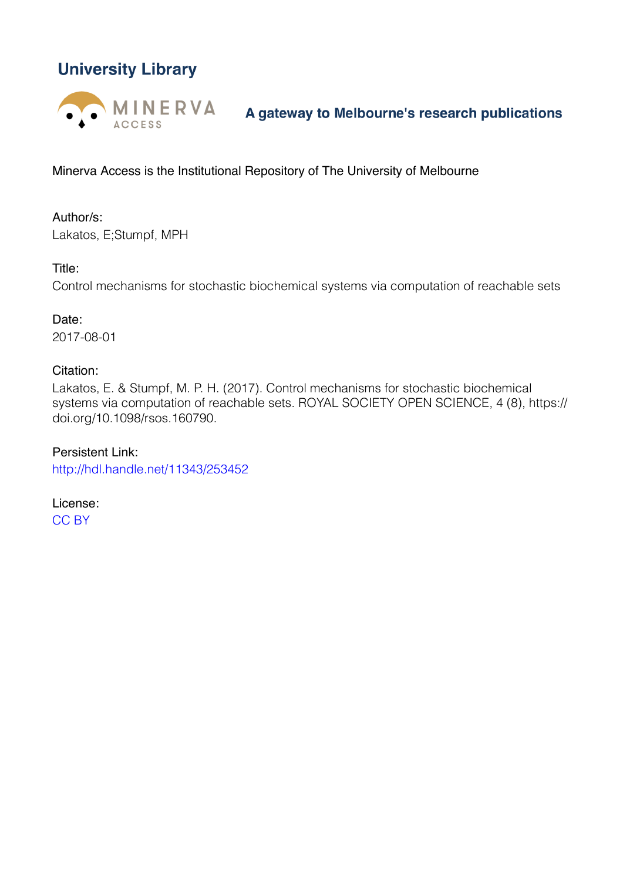# University Library

MINERVA ACCESS

**A gateway to Melbourne's research publications**

Minerva Access is the Institutional Repository of The University of Melbourne

Author/s:
Lakatos, E;Stumpf, MPH

Title:
Control mechanisms for stochastic biochemical systems via computation of reachable sets

Date:
2017-08-01

Citation:
Lakatos, E. & Stumpf, M. P. H. (2017). Control mechanisms for stochastic biochemical systems via computation of reachable sets. ROYAL SOCIETY OPEN SCIENCE, 4 (8), https://doi.org/10.1098/rsos.160790.

Persistent Link:
http://hdl.handle.net/11343/253452

License:
CC BY